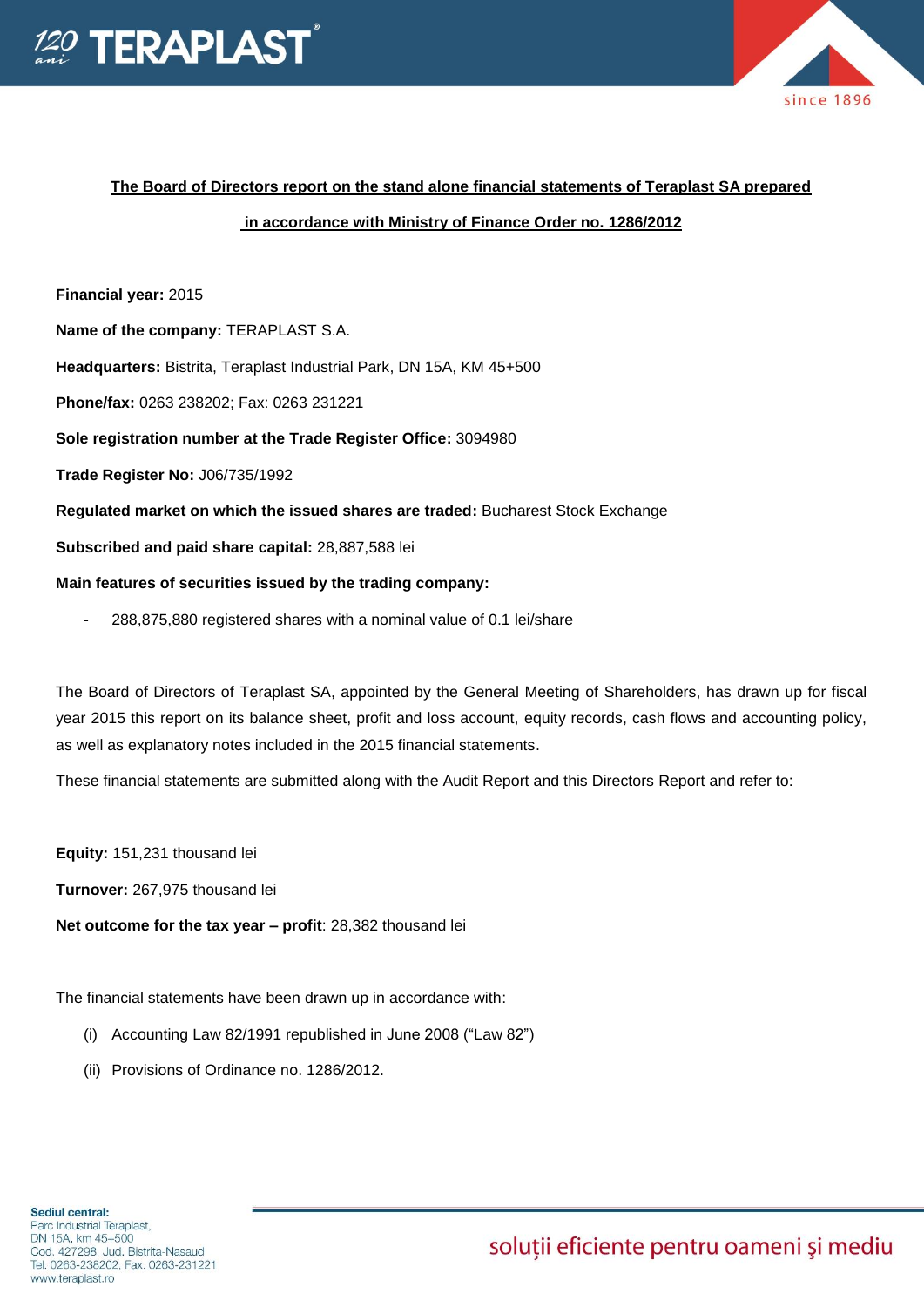## The Board of Directors report on the stand alone financial statements of Teraplast SA prepared in accordance with Ministry of Finance Order no. 1286/2012

**Financial year:** 2015

**Name of the company:** TERAPLAST S.A.

**Headquarters:** Bistrita, Teraplast Industrial Park, DN 15A, KM 45+500

**Phone/fax:** 0263 238202; Fax: 0263 231221

**Sole registration number at the Trade Register Office:** 3094980

**Trade Register No:** J06/735/1992

**Regulated market on which the issued shares are traded:** Bucharest Stock Exchange

**Subscribed and paid share capital:** 28,887,588 lei

**Main features of securities issued by the trading company:**

- 288,875,880 registered shares with a nominal value of 0.1 lei/share

The Board of Directors of Teraplast SA, appointed by the General Meeting of Shareholders, has drawn up for fiscal year 2015 this report on its balance sheet, profit and loss account, equity records, cash flows and accounting policy, as well as explanatory notes included in the 2015 financial statements.

These financial statements are submitted along with the Audit Report and this Directors Report and refer to:

**Equity:** 151,231 thousand lei

**Turnover:** 267,975 thousand lei

**Net outcome for the tax year – profit**: 28,382 thousand lei

The financial statements have been drawn up in accordance with:

(i) Accounting Law 82/1991 republished in June 2008 (“Law 82”)

(ii) Provisions of Ordinance no. 1286/2012.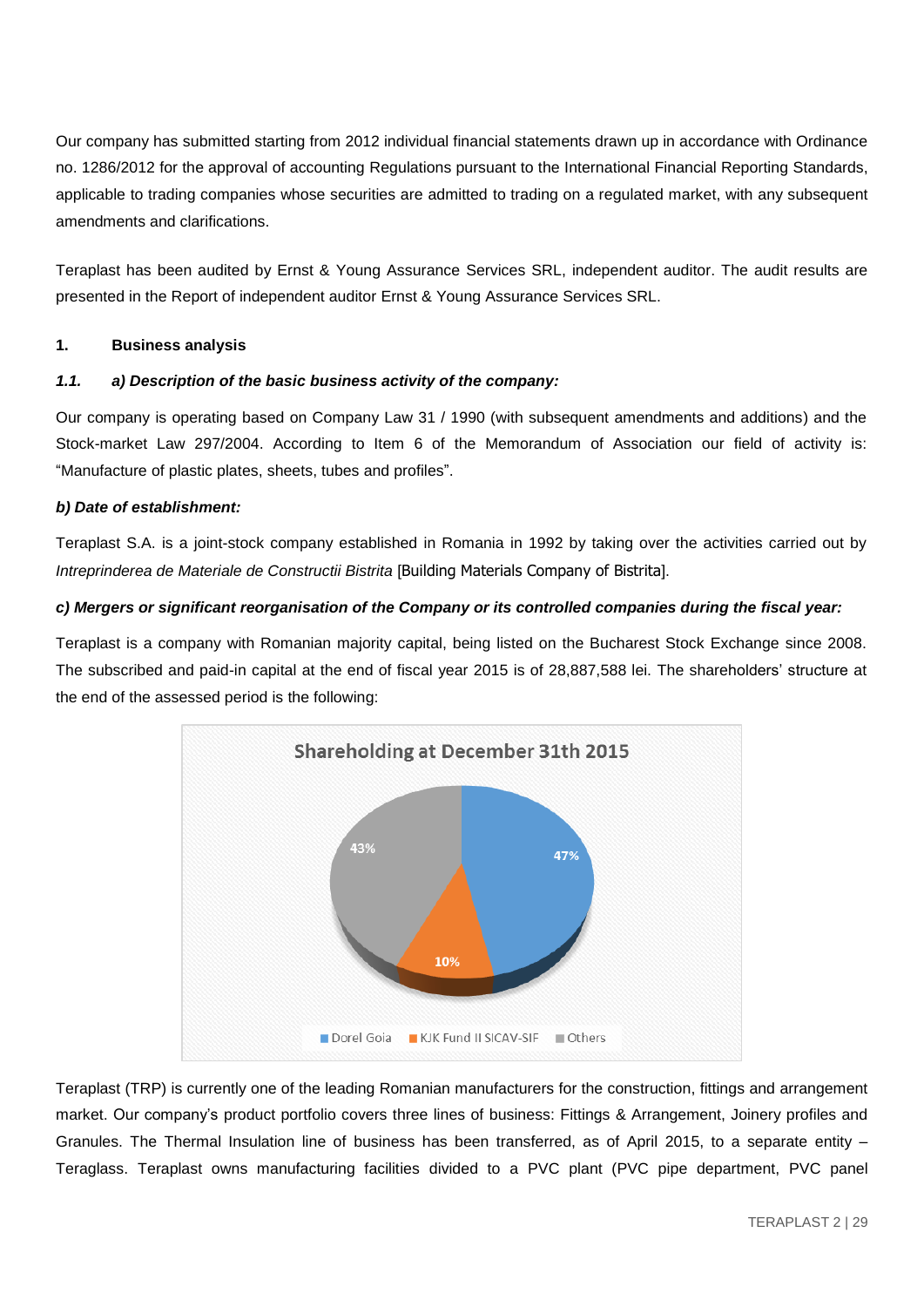Our company has submitted starting from 2012 individual financial statements drawn up in accordance with Ordinance no. 1286/2012 for the approval of accounting Regulations pursuant to the International Financial Reporting Standards, applicable to trading companies whose securities are admitted to trading on a regulated market, with any subsequent amendments and clarifications.

Teraplast has been audited by Ernst & Young Assurance Services SRL, independent auditor. The audit results are presented in the Report of independent auditor Ernst & Young Assurance Services SRL.

## 1. Business analysis

### *1.1. a) Description of the basic business activity of the company:*

Our company is operating based on Company Law 31 / 1990 (with subsequent amendments and additions) and the Stock-market Law 297/2004. According to Item 6 of the Memorandum of Association our field of activity is: "Manufacture of plastic plates, sheets, tubes and profiles".

***b) Date of establishment:***

Teraplast S.A. is a joint-stock company established in Romania in 1992 by taking over the activities carried out by *Intreprinderea de Materiale de Constructii Bistrita* [Building Materials Company of Bistrita].

***c) Mergers or significant reorganisation of the Company or its controlled companies during the fiscal year:***

Teraplast is a company with Romanian majority capital, being listed on the Bucharest Stock Exchange since 2008. The subscribed and paid-in capital at the end of fiscal year 2015 is of 28,887,588 lei. The shareholders' structure at the end of the assessed period is the following:

**Shareholding at December 31th 2015**

| Shareholder | Share |
|---|---|
| Dorel Goia | 47% |
| KJK Fund II SICAV-SIF | 10% |
| Others | 43% |

Teraplast (TRP) is currently one of the leading Romanian manufacturers for the construction, fittings and arrangement market. Our company's product portfolio covers three lines of business: Fittings & Arrangement, Joinery profiles and Granules. The Thermal Insulation line of business has been transferred, as of April 2015, to a separate entity – Teraglass. Teraplast owns manufacturing facilities divided to a PVC plant (PVC pipe department, PVC panel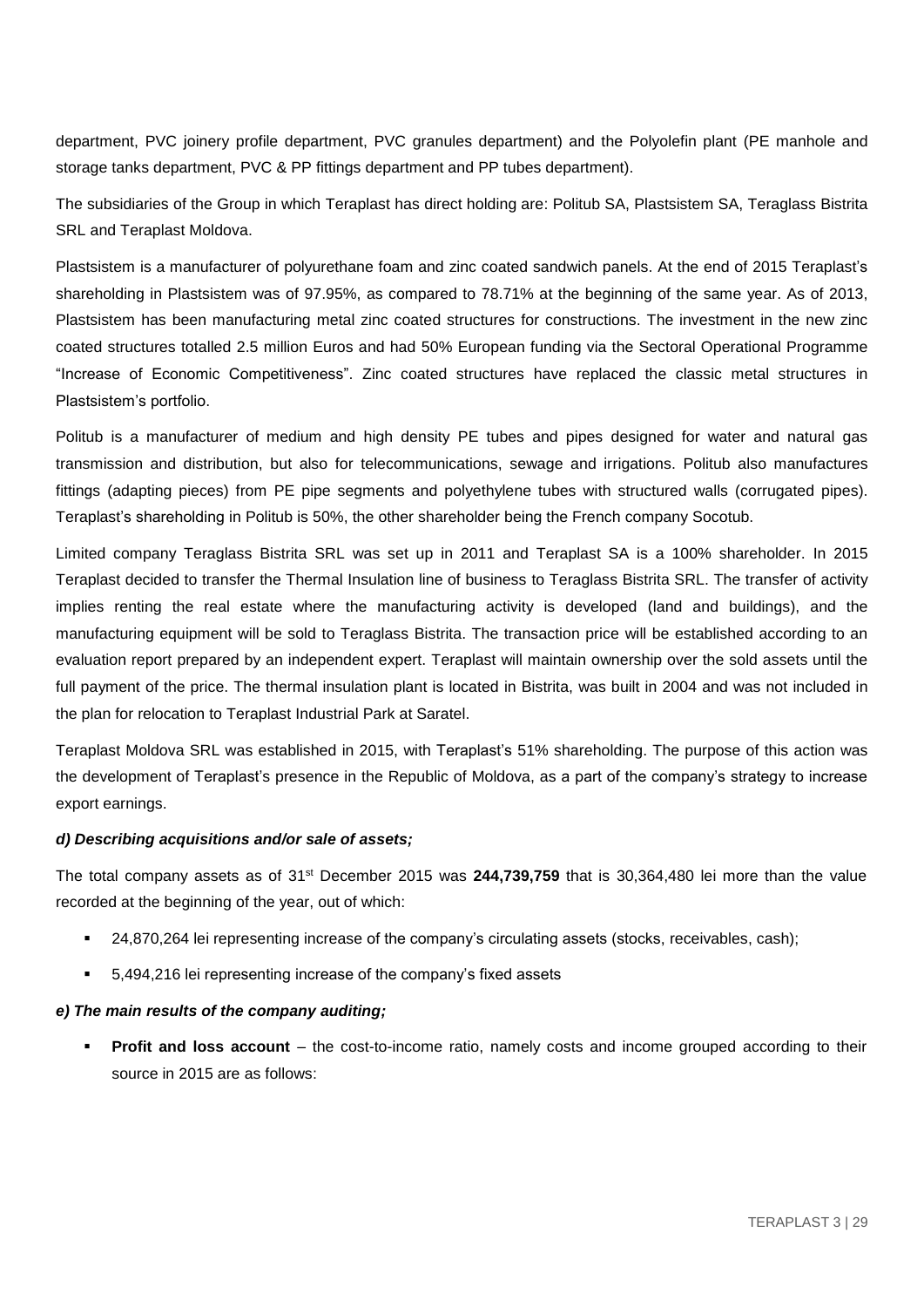department, PVC joinery profile department, PVC granules department) and the Polyolefin plant (PE manhole and storage tanks department, PVC & PP fittings department and PP tubes department).

The subsidiaries of the Group in which Teraplast has direct holding are: Politub SA, Plastsistem SA, Teraglass Bistrita SRL and Teraplast Moldova.

Plastsistem is a manufacturer of polyurethane foam and zinc coated sandwich panels. At the end of 2015 Teraplast's shareholding in Plastsistem was of 97.95%, as compared to 78.71% at the beginning of the same year. As of 2013, Plastsistem has been manufacturing metal zinc coated structures for constructions. The investment in the new zinc coated structures totalled 2.5 million Euros and had 50% European funding via the Sectoral Operational Programme "Increase of Economic Competitiveness". Zinc coated structures have replaced the classic metal structures in Plastsistem's portfolio.

Politub is a manufacturer of medium and high density PE tubes and pipes designed for water and natural gas transmission and distribution, but also for telecommunications, sewage and irrigations. Politub also manufactures fittings (adapting pieces) from PE pipe segments and polyethylene tubes with structured walls (corrugated pipes). Teraplast's shareholding in Politub is 50%, the other shareholder being the French company Socotub.

Limited company Teraglass Bistrita SRL was set up in 2011 and Teraplast SA is a 100% shareholder. In 2015 Teraplast decided to transfer the Thermal Insulation line of business to Teraglass Bistrita SRL. The transfer of activity implies renting the real estate where the manufacturing activity is developed (land and buildings), and the manufacturing equipment will be sold to Teraglass Bistrita. The transaction price will be established according to an evaluation report prepared by an independent expert. Teraplast will maintain ownership over the sold assets until the full payment of the price. The thermal insulation plant is located in Bistrita, was built in 2004 and was not included in the plan for relocation to Teraplast Industrial Park at Saratel.

Teraplast Moldova SRL was established in 2015, with Teraplast's 51% shareholding. The purpose of this action was the development of Teraplast's presence in the Republic of Moldova, as a part of the company's strategy to increase export earnings.

***d) Describing acquisitions and/or sale of assets;***

The total company assets as of 31st December 2015 was **244,739,759** that is 30,364,480 lei more than the value recorded at the beginning of the year, out of which:

- 24,870,264 lei representing increase of the company's circulating assets (stocks, receivables, cash);
- 5,494,216 lei representing increase of the company's fixed assets

***e) The main results of the company auditing;***

- **Profit and loss account** – the cost-to-income ratio, namely costs and income grouped according to their source in 2015 are as follows: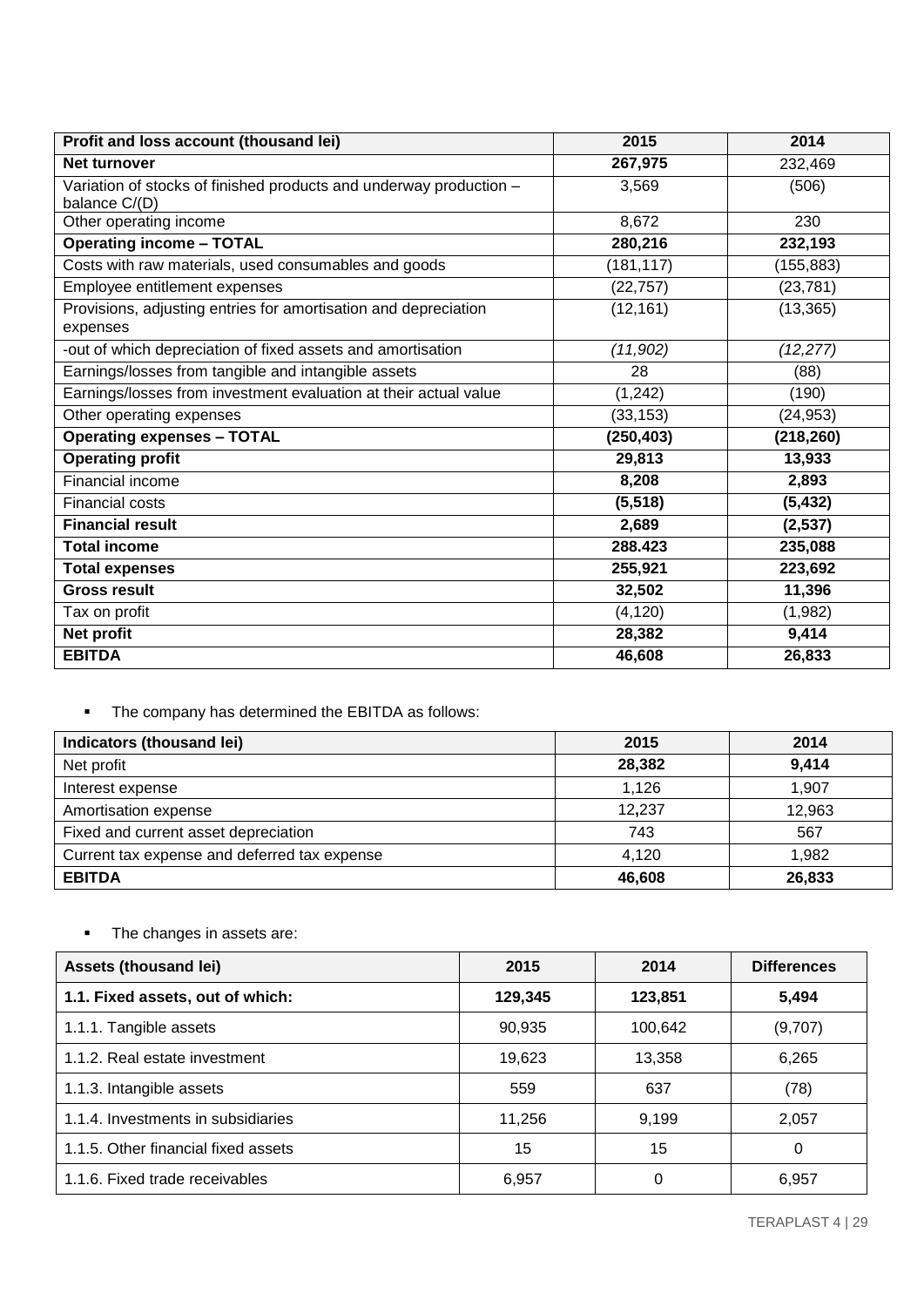| Profit and loss account (thousand lei) | 2015 | 2014 |
|---|---|---|
| **Net turnover** | **267,975** | 232,469 |
| Variation of stocks of finished products and underway production – balance C/(D) | 3,569 | (506) |
| Other operating income | 8,672 | 230 |
| **Operating income – TOTAL** | **280,216** | **232,193** |
| Costs with raw materials, used consumables and goods | (181,117) | (155,883) |
| Employee entitlement expenses | (22,757) | (23,781) |
| Provisions, adjusting entries for amortisation and depreciation expenses | (12,161) | (13,365) |
| -out of which depreciation of fixed assets and amortisation | *(11,902)* | *(12,277)* |
| Earnings/losses from tangible and intangible assets | 28 | (88) |
| Earnings/losses from investment evaluation at their actual value | (1,242) | (190) |
| Other operating expenses | (33,153) | (24,953) |
| **Operating expenses – TOTAL** | **(250,403)** | **(218,260)** |
| **Operating profit** | **29,813** | **13,933** |
| Financial income | **8,208** | **2,893** |
| Financial costs | **(5,518)** | **(5,432)** |
| **Financial result** | **2,689** | **(2,537)** |
| **Total income** | **288.423** | **235,088** |
| **Total expenses** | **255,921** | **223,692** |
| **Gross result** | **32,502** | **11,396** |
| Tax on profit | (4,120) | (1,982) |
| **Net profit** | **28,382** | **9,414** |
| **EBITDA** | **46,608** | **26,833** |

- The company has determined the EBITDA as follows:

| Indicators (thousand lei) | 2015 | 2014 |
|---|---|---|
| Net profit | **28,382** | **9,414** |
| Interest expense | 1,126 | 1,907 |
| Amortisation expense | 12,237 | 12,963 |
| Fixed and current asset depreciation | 743 | 567 |
| Current tax expense and deferred tax expense | 4,120 | 1,982 |
| **EBITDA** | **46,608** | **26,833** |

- The changes in assets are:

| Assets (thousand lei) | 2015 | 2014 | Differences |
|---|---|---|---|
| **1.1. Fixed assets, out of which:** | **129,345** | **123,851** | **5,494** |
| 1.1.1. Tangible assets | 90,935 | 100,642 | (9,707) |
| 1.1.2. Real estate investment | 19,623 | 13,358 | 6,265 |
| 1.1.3. Intangible assets | 559 | 637 | (78) |
| 1.1.4. Investments in subsidiaries | 11,256 | 9,199 | 2,057 |
| 1.1.5. Other financial fixed assets | 15 | 15 | 0 |
| 1.1.6. Fixed trade receivables | 6,957 | 0 | 6,957 |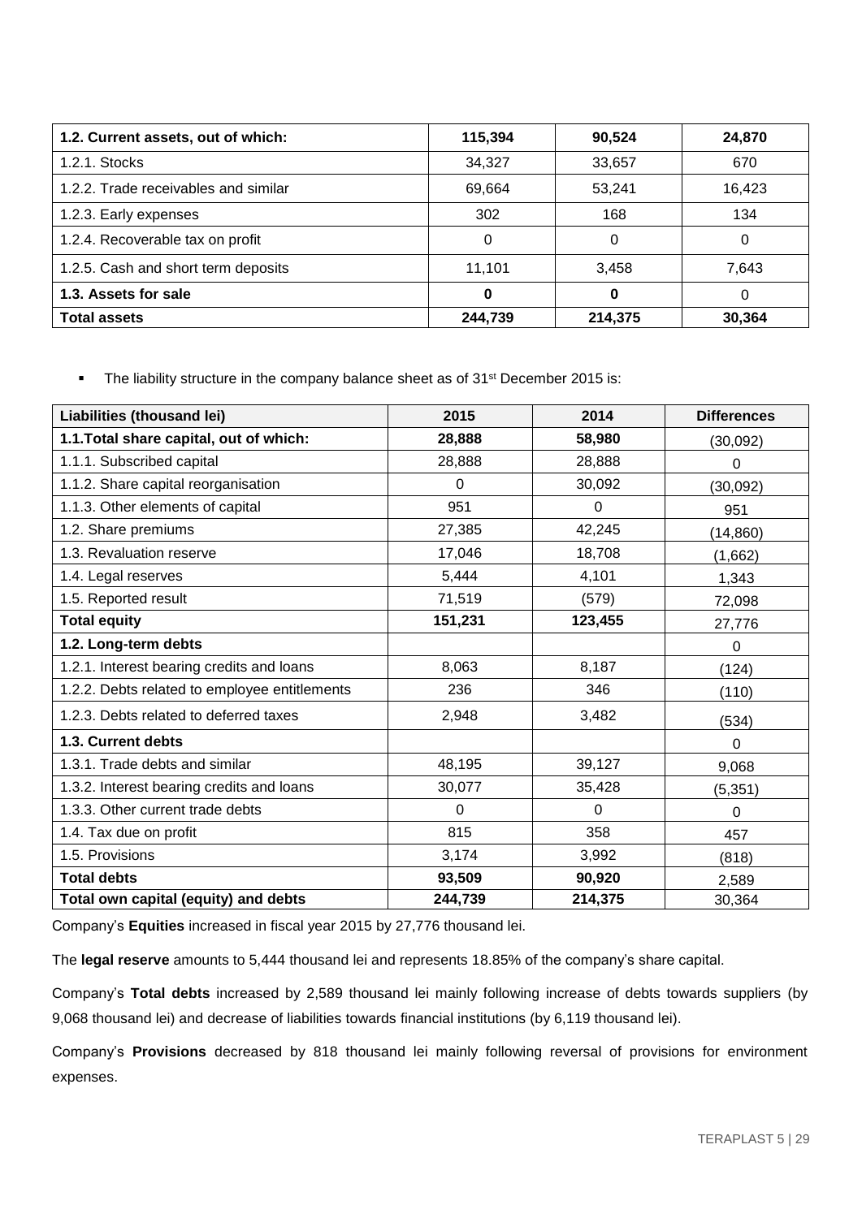| 1.2. Current assets, out of which: | 115,394 | 90,524 | 24,870 |
|---|---|---|---|
| 1.2.1. Stocks | 34,327 | 33,657 | 670 |
| 1.2.2. Trade receivables and similar | 69,664 | 53,241 | 16,423 |
| 1.2.3. Early expenses | 302 | 168 | 134 |
| 1.2.4. Recoverable tax on profit | 0 | 0 | 0 |
| 1.2.5. Cash and short term deposits | 11,101 | 3,458 | 7,643 |
| **1.3. Assets for sale** | **0** | **0** | 0 |
| **Total assets** | **244,739** | **214,375** | **30,364** |

- The liability structure in the company balance sheet as of 31st December 2015 is:

| Liabilities (thousand lei) | 2015 | 2014 | Differences |
|---|---|---|---|
| **1.1.Total share capital, out of which:** | **28,888** | **58,980** | (30,092) |
| 1.1.1. Subscribed capital | 28,888 | 28,888 | 0 |
| 1.1.2. Share capital reorganisation | 0 | 30,092 | (30,092) |
| 1.1.3. Other elements of capital | 951 | 0 | 951 |
| 1.2. Share premiums | 27,385 | 42,245 | (14,860) |
| 1.3. Revaluation reserve | 17,046 | 18,708 | (1,662) |
| 1.4. Legal reserves | 5,444 | 4,101 | 1,343 |
| 1.5. Reported result | 71,519 | (579) | 72,098 |
| **Total equity** | **151,231** | **123,455** | 27,776 |
| **1.2. Long-term debts** | | | 0 |
| 1.2.1. Interest bearing credits and loans | 8,063 | 8,187 | (124) |
| 1.2.2. Debts related to employee entitlements | 236 | 346 | (110) |
| 1.2.3. Debts related to deferred taxes | 2,948 | 3,482 | (534) |
| **1.3. Current debts** | | | 0 |
| 1.3.1. Trade debts and similar | 48,195 | 39,127 | 9,068 |
| 1.3.2. Interest bearing credits and loans | 30,077 | 35,428 | (5,351) |
| 1.3.3. Other current trade debts | 0 | 0 | 0 |
| 1.4. Tax due on profit | 815 | 358 | 457 |
| 1.5. Provisions | 3,174 | 3,992 | (818) |
| **Total debts** | **93,509** | **90,920** | 2,589 |
| **Total own capital (equity) and debts** | **244,739** | **214,375** | 30,364 |

Company's **Equities** increased in fiscal year 2015 by 27,776 thousand lei.

The **legal reserve** amounts to 5,444 thousand lei and represents 18.85% of the company's share capital.

Company's **Total debts** increased by 2,589 thousand lei mainly following increase of debts towards suppliers (by 9,068 thousand lei) and decrease of liabilities towards financial institutions (by 6,119 thousand lei).

Company's **Provisions** decreased by 818 thousand lei mainly following reversal of provisions for environment expenses.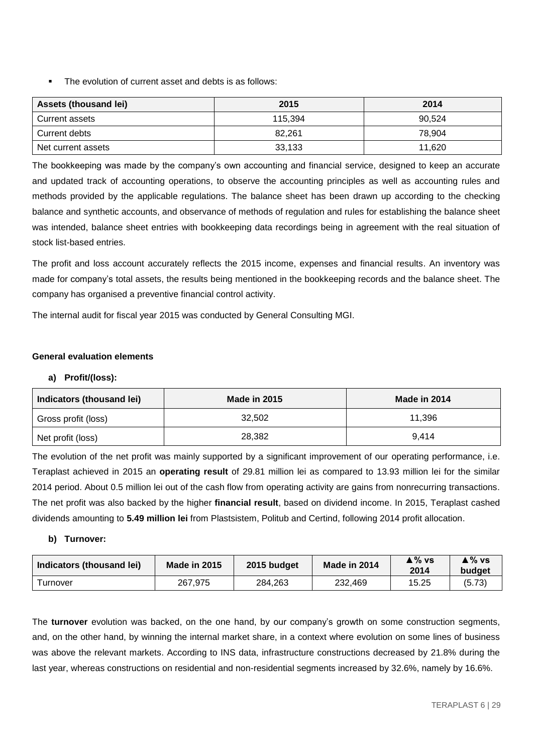- The evolution of current asset and debts is as follows:

| Assets (thousand lei) | 2015 | 2014 |
|---|---|---|
| Current assets | 115,394 | 90,524 |
| Current debts | 82,261 | 78,904 |
| Net current assets | 33,133 | 11,620 |

The bookkeeping was made by the company's own accounting and financial service, designed to keep an accurate and updated track of accounting operations, to observe the accounting principles as well as accounting rules and methods provided by the applicable regulations. The balance sheet has been drawn up according to the checking balance and synthetic accounts, and observance of methods of regulation and rules for establishing the balance sheet was intended, balance sheet entries with bookkeeping data recordings being in agreement with the real situation of stock list-based entries.

The profit and loss account accurately reflects the 2015 income, expenses and financial results. An inventory was made for company's total assets, the results being mentioned in the bookkeeping records and the balance sheet. The company has organised a preventive financial control activity.

The internal audit for fiscal year 2015 was conducted by General Consulting MGI.

**General evaluation elements**

**a) Profit/(loss):**

| Indicators (thousand lei) | Made in 2015 | Made in 2014 |
|---|---|---|
| Gross profit (loss) | 32,502 | 11,396 |
| Net profit (loss) | 28,382 | 9,414 |

The evolution of the net profit was mainly supported by a significant improvement of our operating performance, i.e. Teraplast achieved in 2015 an **operating result** of 29.81 million lei as compared to 13.93 million lei for the similar 2014 period. About 0.5 million lei out of the cash flow from operating activity are gains from nonrecurring transactions. The net profit was also backed by the higher **financial result**, based on dividend income. In 2015, Teraplast cashed dividends amounting to **5.49 million lei** from Plastsistem, Politub and Certind, following 2014 profit allocation.

**b) Turnover:**

| Indicators (thousand lei) | Made in 2015 | 2015 budget | Made in 2014 | ▲% vs 2014 | ▲% vs budget |
|---|---|---|---|---|---|
| Turnover | 267,975 | 284,263 | 232,469 | 15.25 | (5.73) |

The **turnover** evolution was backed, on the one hand, by our company's growth on some construction segments, and, on the other hand, by winning the internal market share, in a context where evolution on some lines of business was above the relevant markets. According to INS data, infrastructure constructions decreased by 21.8% during the last year, whereas constructions on residential and non-residential segments increased by 32.6%, namely by 16.6%.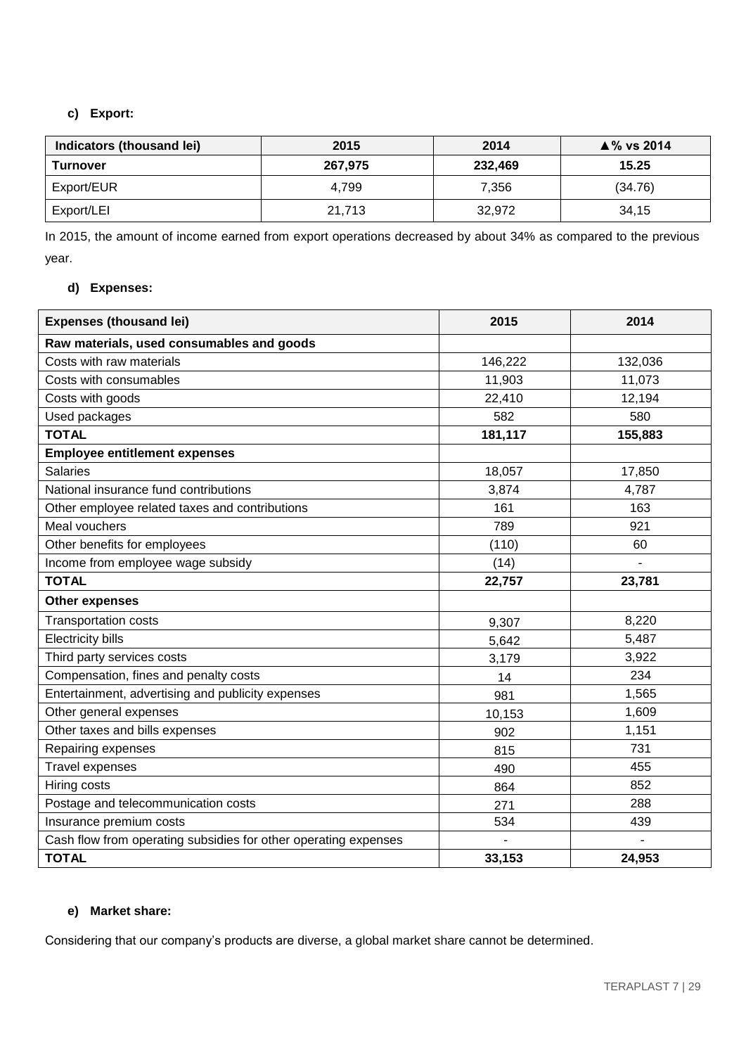**c) Export:**

| Indicators (thousand lei) | 2015 | 2014 | ▲% vs 2014 |
|---|---|---|---|
| **Turnover** | **267,975** | **232,469** | **15.25** |
| Export/EUR | 4,799 | 7,356 | (34.76) |
| Export/LEI | 21,713 | 32,972 | 34,15 |

In 2015, the amount of income earned from export operations decreased by about 34% as compared to the previous year.

**d) Expenses:**

| Expenses (thousand lei) | 2015 | 2014 |
|---|---|---|
| **Raw materials, used consumables and goods** | | |
| Costs with raw materials | 146,222 | 132,036 |
| Costs with consumables | 11,903 | 11,073 |
| Costs with goods | 22,410 | 12,194 |
| Used packages | 582 | 580 |
| **TOTAL** | **181,117** | **155,883** |
| **Employee entitlement expenses** | | |
| Salaries | 18,057 | 17,850 |
| National insurance fund contributions | 3,874 | 4,787 |
| Other employee related taxes and contributions | 161 | 163 |
| Meal vouchers | 789 | 921 |
| Other benefits for employees | (110) | 60 |
| Income from employee wage subsidy | (14) | - |
| **TOTAL** | **22,757** | **23,781** |
| **Other expenses** | | |
| Transportation costs | 9,307 | 8,220 |
| Electricity bills | 5,642 | 5,487 |
| Third party services costs | 3,179 | 3,922 |
| Compensation, fines and penalty costs | 14 | 234 |
| Entertainment, advertising and publicity expenses | 981 | 1,565 |
| Other general expenses | 10,153 | 1,609 |
| Other taxes and bills expenses | 902 | 1,151 |
| Repairing expenses | 815 | 731 |
| Travel expenses | 490 | 455 |
| Hiring costs | 864 | 852 |
| Postage and telecommunication costs | 271 | 288 |
| Insurance premium costs | 534 | 439 |
| Cash flow from operating subsidies for other operating expenses | - | - |
| **TOTAL** | **33,153** | **24,953** |

**e) Market share:**

Considering that our company's products are diverse, a global market share cannot be determined.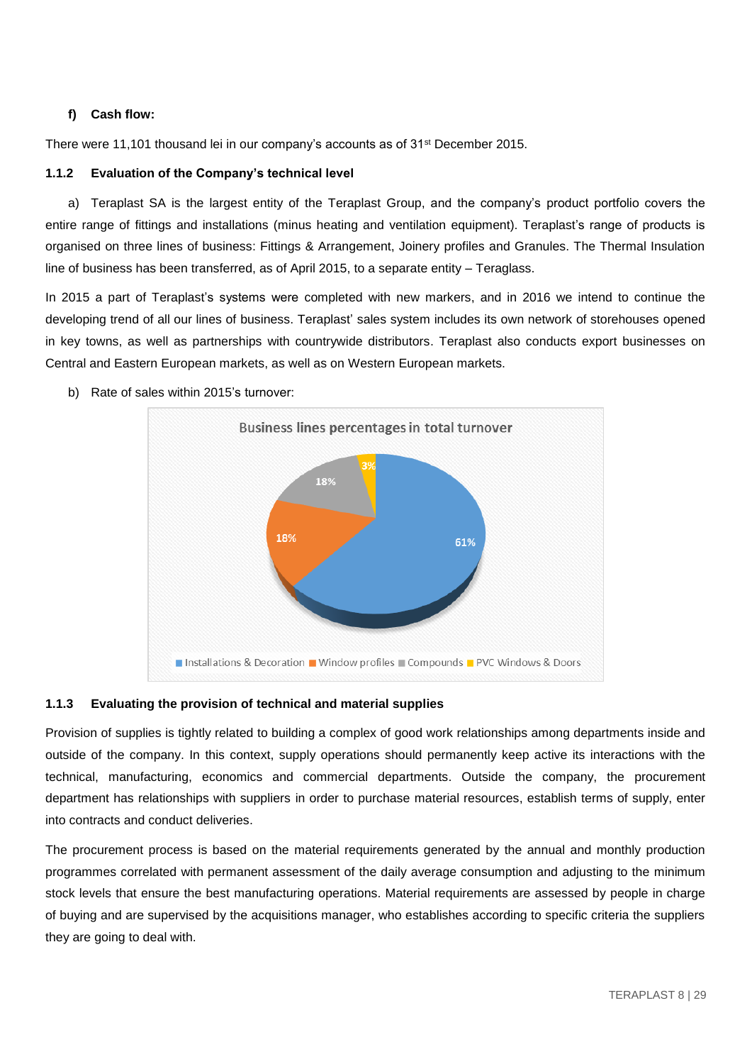**f) Cash flow:**

There were 11,101 thousand lei in our company's accounts as of 31st December 2015.

### 1.1.2 Evaluation of the Company's technical level

a) Teraplast SA is the largest entity of the Teraplast Group, and the company's product portfolio covers the entire range of fittings and installations (minus heating and ventilation equipment). Teraplast's range of products is organised on three lines of business: Fittings & Arrangement, Joinery profiles and Granules. The Thermal Insulation line of business has been transferred, as of April 2015, to a separate entity – Teraglass.

In 2015 a part of Teraplast's systems were completed with new markers, and in 2016 we intend to continue the developing trend of all our lines of business. Teraplast' sales system includes its own network of storehouses opened in key towns, as well as partnerships with countrywide distributors. Teraplast also conducts export businesses on Central and Eastern European markets, as well as on Western European markets.

b) Rate of sales within 2015's turnover:

Business lines percentages in total turnover

| Business line | Percentage |
|---|---|
| Installations & Decoration | 61% |
| Window profiles | 18% |
| Compounds | 18% |
| PVC Windows & Doors | 3% |

### 1.1.3 Evaluating the provision of technical and material supplies

Provision of supplies is tightly related to building a complex of good work relationships among departments inside and outside of the company. In this context, supply operations should permanently keep active its interactions with the technical, manufacturing, economics and commercial departments. Outside the company, the procurement department has relationships with suppliers in order to purchase material resources, establish terms of supply, enter into contracts and conduct deliveries.

The procurement process is based on the material requirements generated by the annual and monthly production programmes correlated with permanent assessment of the daily average consumption and adjusting to the minimum stock levels that ensure the best manufacturing operations. Material requirements are assessed by people in charge of buying and are supervised by the acquisitions manager, who establishes according to specific criteria the suppliers they are going to deal with.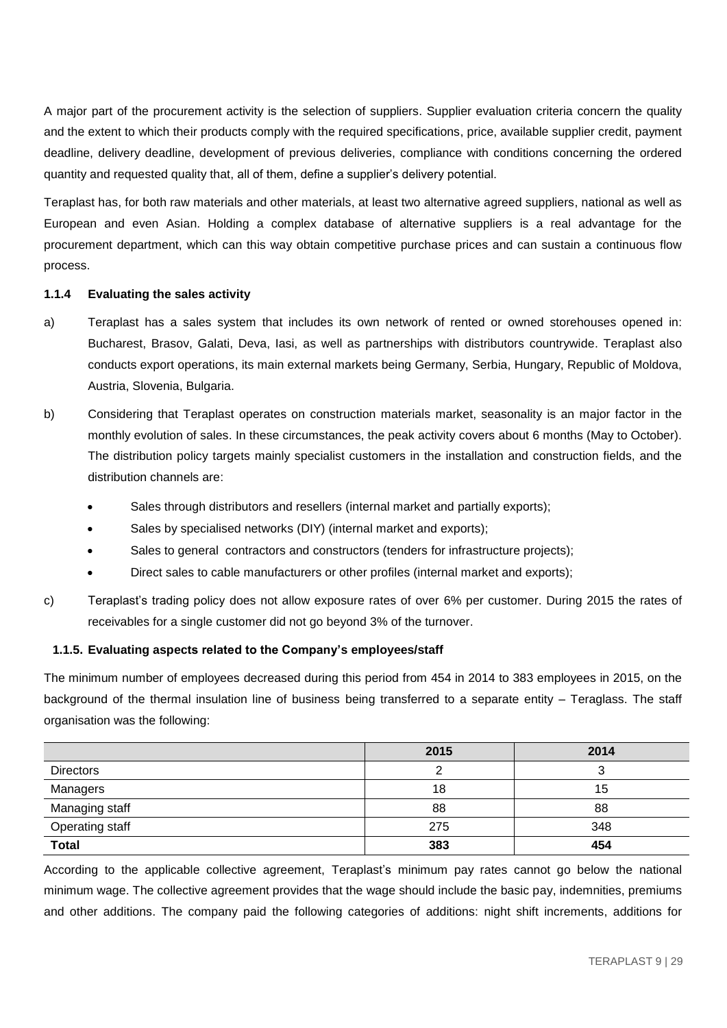A major part of the procurement activity is the selection of suppliers. Supplier evaluation criteria concern the quality and the extent to which their products comply with the required specifications, price, available supplier credit, payment deadline, delivery deadline, development of previous deliveries, compliance with conditions concerning the ordered quantity and requested quality that, all of them, define a supplier's delivery potential.

Teraplast has, for both raw materials and other materials, at least two alternative agreed suppliers, national as well as European and even Asian. Holding a complex database of alternative suppliers is a real advantage for the procurement department, which can this way obtain competitive purchase prices and can sustain a continuous flow process.

#### 1.1.4 Evaluating the sales activity

a) Teraplast has a sales system that includes its own network of rented or owned storehouses opened in: Bucharest, Brasov, Galati, Deva, Iasi, as well as partnerships with distributors countrywide. Teraplast also conducts export operations, its main external markets being Germany, Serbia, Hungary, Republic of Moldova, Austria, Slovenia, Bulgaria.

b) Considering that Teraplast operates on construction materials market, seasonality is an major factor in the monthly evolution of sales. In these circumstances, the peak activity covers about 6 months (May to October). The distribution policy targets mainly specialist customers in the installation and construction fields, and the distribution channels are:

- Sales through distributors and resellers (internal market and partially exports);
- Sales by specialised networks (DIY) (internal market and exports);
- Sales to general contractors and constructors (tenders for infrastructure projects);
- Direct sales to cable manufacturers or other profiles (internal market and exports);

c) Teraplast's trading policy does not allow exposure rates of over 6% per customer. During 2015 the rates of receivables for a single customer did not go beyond 3% of the turnover.

#### 1.1.5. Evaluating aspects related to the Company's employees/staff

The minimum number of employees decreased during this period from 454 in 2014 to 383 employees in 2015, on the background of the thermal insulation line of business being transferred to a separate entity – Teraglass. The staff organisation was the following:

| | 2015 | 2014 |
|---|---|---|
| Directors | 2 | 3 |
| Managers | 18 | 15 |
| Managing staff | 88 | 88 |
| Operating staff | 275 | 348 |
| **Total** | **383** | **454** |

According to the applicable collective agreement, Teraplast's minimum pay rates cannot go below the national minimum wage. The collective agreement provides that the wage should include the basic pay, indemnities, premiums and other additions. The company paid the following categories of additions: night shift increments, additions for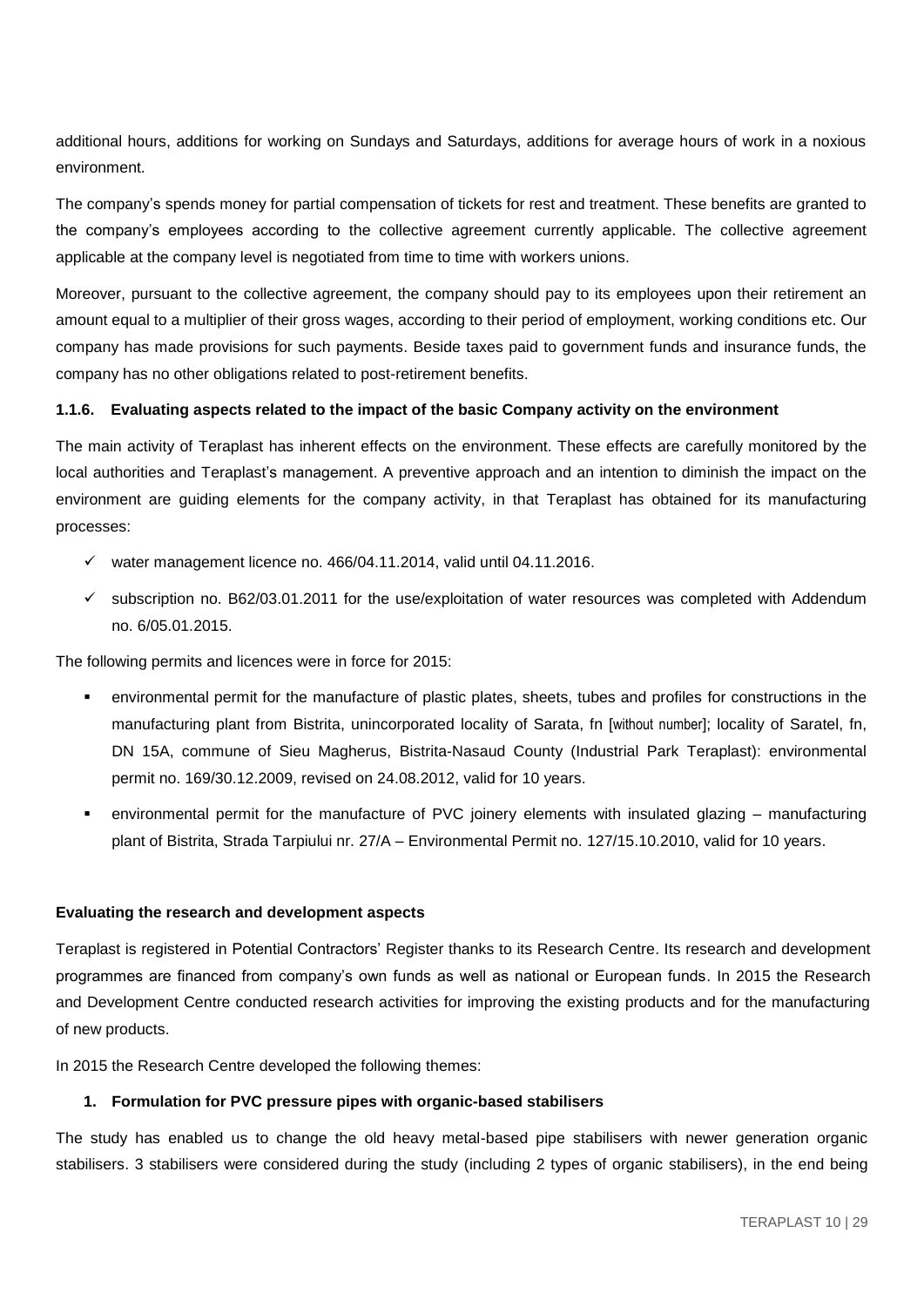additional hours, additions for working on Sundays and Saturdays, additions for average hours of work in a noxious environment.

The company's spends money for partial compensation of tickets for rest and treatment. These benefits are granted to the company's employees according to the collective agreement currently applicable. The collective agreement applicable at the company level is negotiated from time to time with workers unions.

Moreover, pursuant to the collective agreement, the company should pay to its employees upon their retirement an amount equal to a multiplier of their gross wages, according to their period of employment, working conditions etc. Our company has made provisions for such payments. Beside taxes paid to government funds and insurance funds, the company has no other obligations related to post-retirement benefits.

#### 1.1.6. Evaluating aspects related to the impact of the basic Company activity on the environment

The main activity of Teraplast has inherent effects on the environment. These effects are carefully monitored by the local authorities and Teraplast's management. A preventive approach and an intention to diminish the impact on the environment are guiding elements for the company activity, in that Teraplast has obtained for its manufacturing processes:

- ✓ water management licence no. 466/04.11.2014, valid until 04.11.2016.
- ✓ subscription no. B62/03.01.2011 for the use/exploitation of water resources was completed with Addendum no. 6/05.01.2015.

The following permits and licences were in force for 2015:

- environmental permit for the manufacture of plastic plates, sheets, tubes and profiles for constructions in the manufacturing plant from Bistrita, unincorporated locality of Sarata, fn [without number]; locality of Saratel, fn, DN 15A, commune of Sieu Magherus, Bistrita-Nasaud County (Industrial Park Teraplast): environmental permit no. 169/30.12.2009, revised on 24.08.2012, valid for 10 years.
- environmental permit for the manufacture of PVC joinery elements with insulated glazing – manufacturing plant of Bistrita, Strada Tarpiului nr. 27/A – Environmental Permit no. 127/15.10.2010, valid for 10 years.

**Evaluating the research and development aspects**

Teraplast is registered in Potential Contractors' Register thanks to its Research Centre. Its research and development programmes are financed from company's own funds as well as national or European funds. In 2015 the Research and Development Centre conducted research activities for improving the existing products and for the manufacturing of new products.

In 2015 the Research Centre developed the following themes:

1. **Formulation for PVC pressure pipes with organic-based stabilisers**

The study has enabled us to change the old heavy metal-based pipe stabilisers with newer generation organic stabilisers. 3 stabilisers were considered during the study (including 2 types of organic stabilisers), in the end being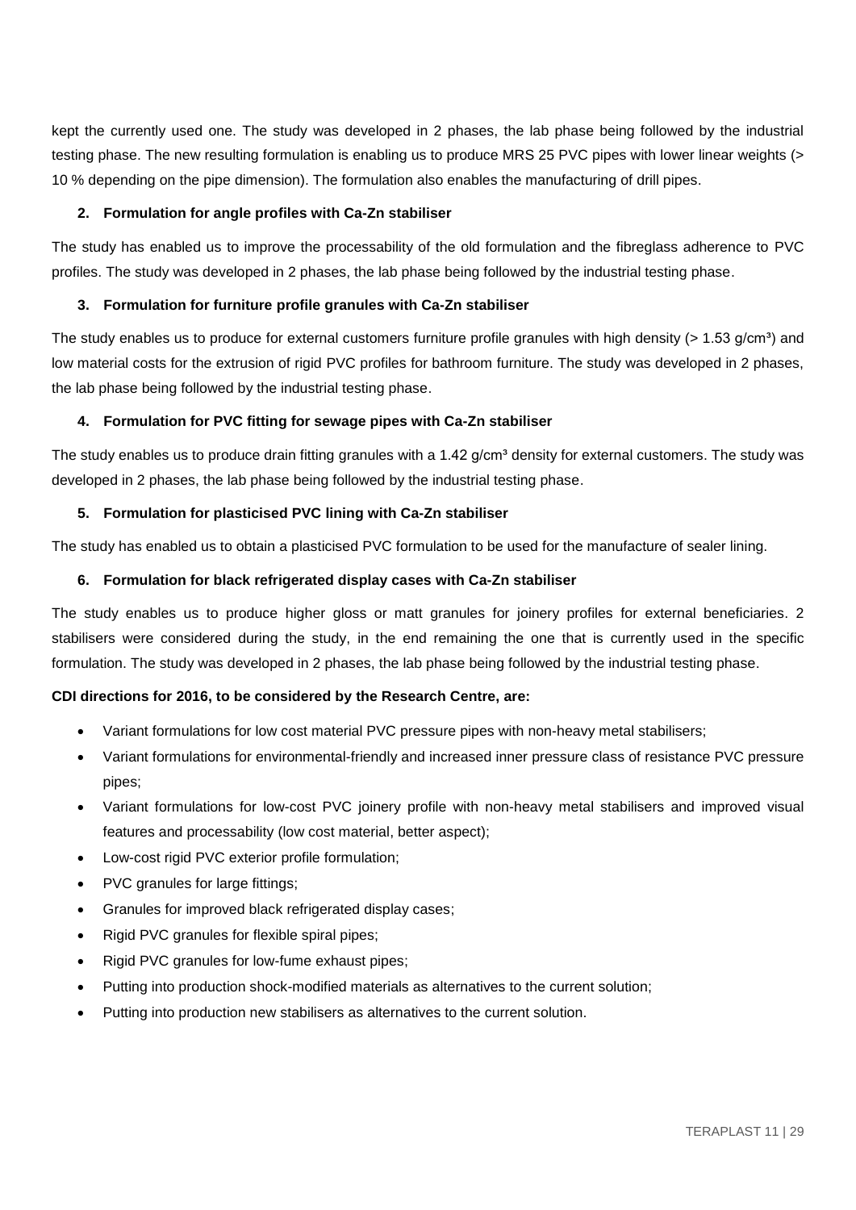kept the currently used one. The study was developed in 2 phases, the lab phase being followed by the industrial testing phase. The new resulting formulation is enabling us to produce MRS 25 PVC pipes with lower linear weights (> 10 % depending on the pipe dimension). The formulation also enables the manufacturing of drill pipes.

**2. Formulation for angle profiles with Ca-Zn stabiliser**

The study has enabled us to improve the processability of the old formulation and the fibreglass adherence to PVC profiles. The study was developed in 2 phases, the lab phase being followed by the industrial testing phase.

**3. Formulation for furniture profile granules with Ca-Zn stabiliser**

The study enables us to produce for external customers furniture profile granules with high density (> 1.53 g/cm³) and low material costs for the extrusion of rigid PVC profiles for bathroom furniture. The study was developed in 2 phases, the lab phase being followed by the industrial testing phase.

**4. Formulation for PVC fitting for sewage pipes with Ca-Zn stabiliser**

The study enables us to produce drain fitting granules with a 1.42 g/cm³ density for external customers. The study was developed in 2 phases, the lab phase being followed by the industrial testing phase.

**5. Formulation for plasticised PVC lining with Ca-Zn stabiliser**

The study has enabled us to obtain a plasticised PVC formulation to be used for the manufacture of sealer lining.

**6. Formulation for black refrigerated display cases with Ca-Zn stabiliser**

The study enables us to produce higher gloss or matt granules for joinery profiles for external beneficiaries. 2 stabilisers were considered during the study, in the end remaining the one that is currently used in the specific formulation. The study was developed in 2 phases, the lab phase being followed by the industrial testing phase.

**CDI directions for 2016, to be considered by the Research Centre, are:**

- Variant formulations for low cost material PVC pressure pipes with non-heavy metal stabilisers;
- Variant formulations for environmental-friendly and increased inner pressure class of resistance PVC pressure pipes;
- Variant formulations for low-cost PVC joinery profile with non-heavy metal stabilisers and improved visual features and processability (low cost material, better aspect);
- Low-cost rigid PVC exterior profile formulation;
- PVC granules for large fittings;
- Granules for improved black refrigerated display cases;
- Rigid PVC granules for flexible spiral pipes;
- Rigid PVC granules for low-fume exhaust pipes;
- Putting into production shock-modified materials as alternatives to the current solution;
- Putting into production new stabilisers as alternatives to the current solution.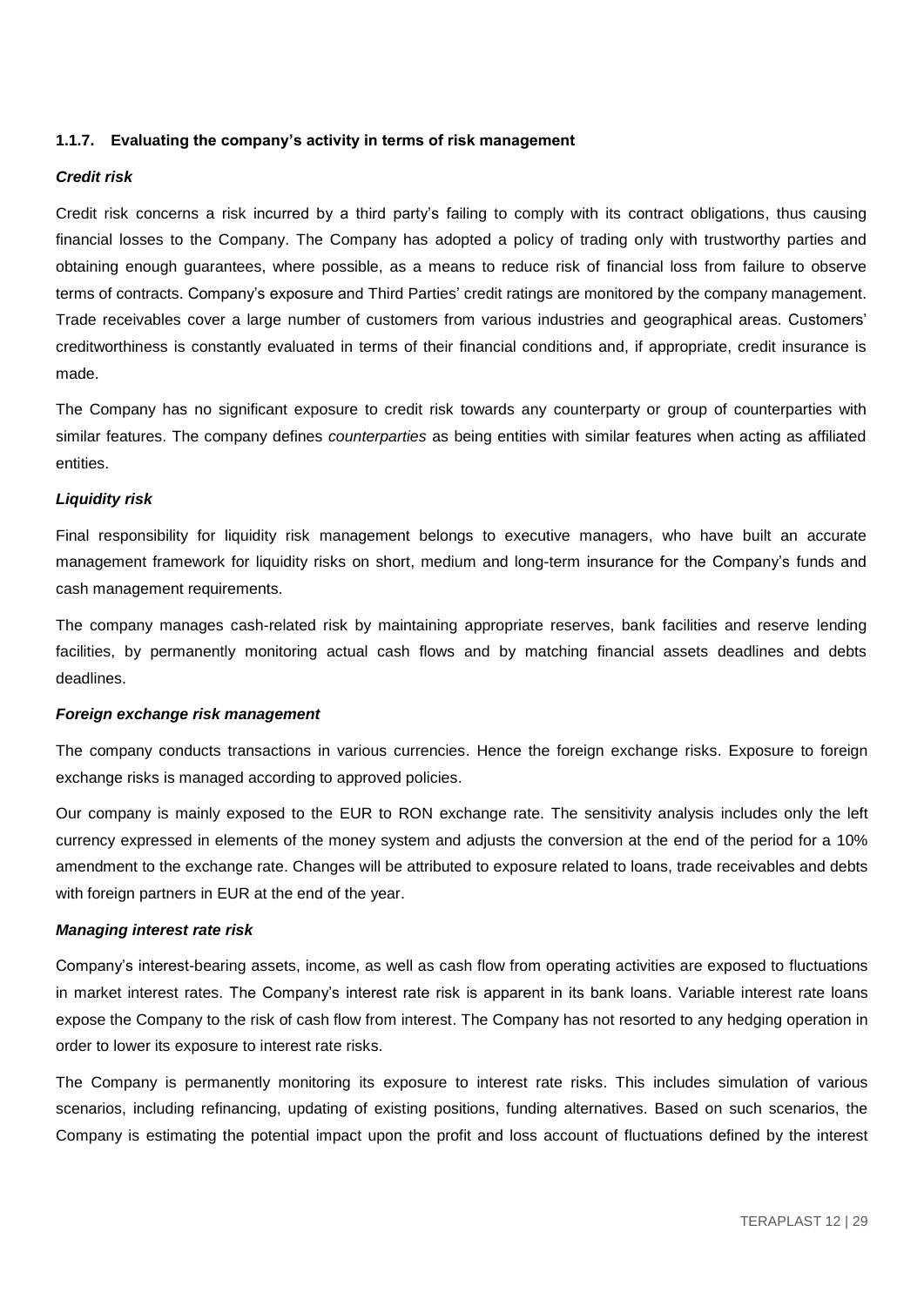### 1.1.7. Evaluating the company's activity in terms of risk management

***Credit risk***

Credit risk concerns a risk incurred by a third party's failing to comply with its contract obligations, thus causing financial losses to the Company. The Company has adopted a policy of trading only with trustworthy parties and obtaining enough guarantees, where possible, as a means to reduce risk of financial loss from failure to observe terms of contracts. Company's exposure and Third Parties' credit ratings are monitored by the company management. Trade receivables cover a large number of customers from various industries and geographical areas. Customers' creditworthiness is constantly evaluated in terms of their financial conditions and, if appropriate, credit insurance is made.

The Company has no significant exposure to credit risk towards any counterparty or group of counterparties with similar features. The company defines *counterparties* as being entities with similar features when acting as affiliated entities.

***Liquidity risk***

Final responsibility for liquidity risk management belongs to executive managers, who have built an accurate management framework for liquidity risks on short, medium and long-term insurance for the Company's funds and cash management requirements.

The company manages cash-related risk by maintaining appropriate reserves, bank facilities and reserve lending facilities, by permanently monitoring actual cash flows and by matching financial assets deadlines and debts deadlines.

***Foreign exchange risk management***

The company conducts transactions in various currencies. Hence the foreign exchange risks. Exposure to foreign exchange risks is managed according to approved policies.

Our company is mainly exposed to the EUR to RON exchange rate. The sensitivity analysis includes only the left currency expressed in elements of the money system and adjusts the conversion at the end of the period for a 10% amendment to the exchange rate. Changes will be attributed to exposure related to loans, trade receivables and debts with foreign partners in EUR at the end of the year.

***Managing interest rate risk***

Company's interest-bearing assets, income, as well as cash flow from operating activities are exposed to fluctuations in market interest rates. The Company's interest rate risk is apparent in its bank loans. Variable interest rate loans expose the Company to the risk of cash flow from interest. The Company has not resorted to any hedging operation in order to lower its exposure to interest rate risks.

The Company is permanently monitoring its exposure to interest rate risks. This includes simulation of various scenarios, including refinancing, updating of existing positions, funding alternatives. Based on such scenarios, the Company is estimating the potential impact upon the profit and loss account of fluctuations defined by the interest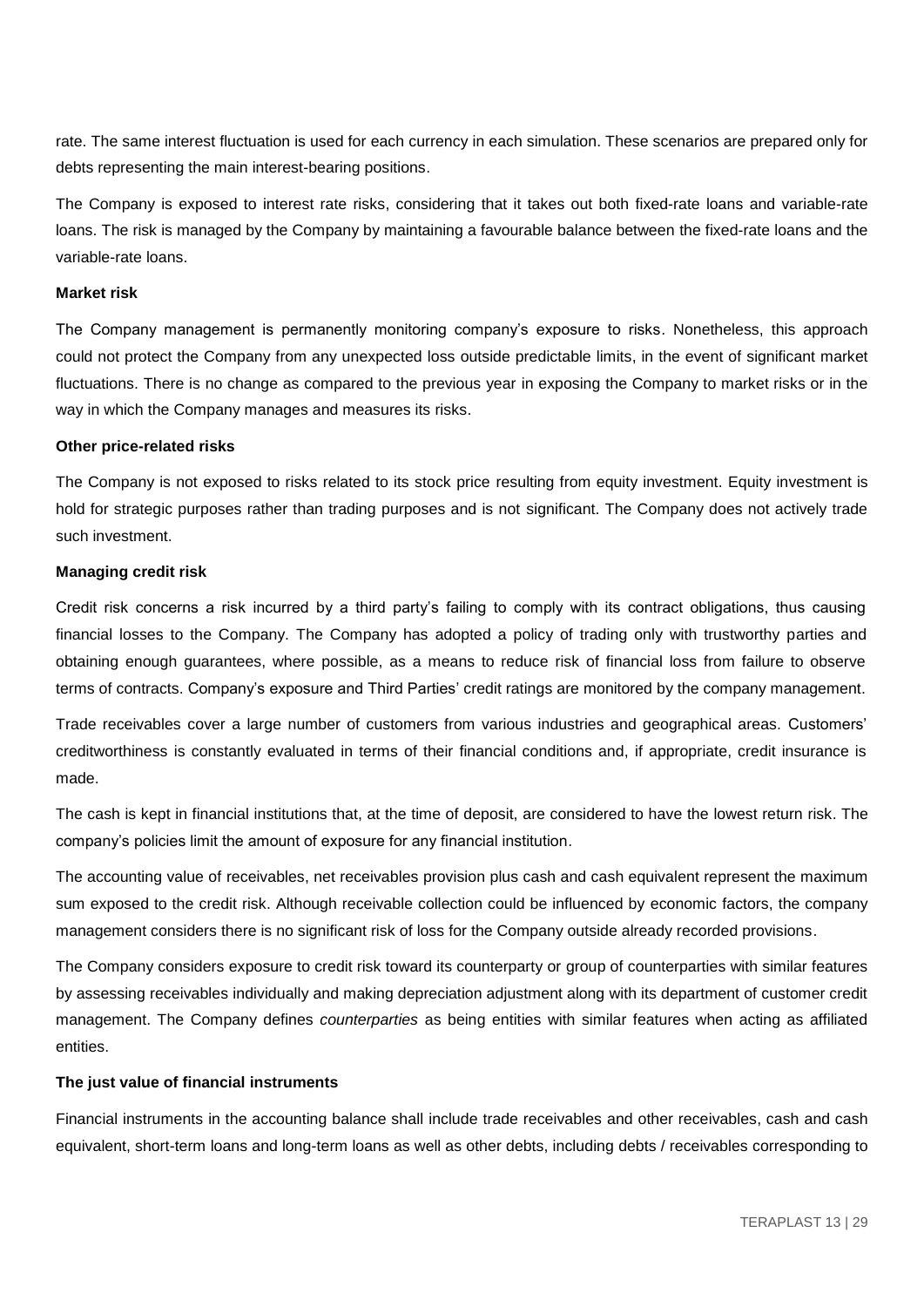rate. The same interest fluctuation is used for each currency in each simulation. These scenarios are prepared only for debts representing the main interest-bearing positions.

The Company is exposed to interest rate risks, considering that it takes out both fixed-rate loans and variable-rate loans. The risk is managed by the Company by maintaining a favourable balance between the fixed-rate loans and the variable-rate loans.

**Market risk**

The Company management is permanently monitoring company's exposure to risks. Nonetheless, this approach could not protect the Company from any unexpected loss outside predictable limits, in the event of significant market fluctuations. There is no change as compared to the previous year in exposing the Company to market risks or in the way in which the Company manages and measures its risks.

**Other price-related risks**

The Company is not exposed to risks related to its stock price resulting from equity investment. Equity investment is hold for strategic purposes rather than trading purposes and is not significant. The Company does not actively trade such investment.

**Managing credit risk**

Credit risk concerns a risk incurred by a third party's failing to comply with its contract obligations, thus causing financial losses to the Company. The Company has adopted a policy of trading only with trustworthy parties and obtaining enough guarantees, where possible, as a means to reduce risk of financial loss from failure to observe terms of contracts. Company's exposure and Third Parties' credit ratings are monitored by the company management.

Trade receivables cover a large number of customers from various industries and geographical areas. Customers' creditworthiness is constantly evaluated in terms of their financial conditions and, if appropriate, credit insurance is made.

The cash is kept in financial institutions that, at the time of deposit, are considered to have the lowest return risk. The company's policies limit the amount of exposure for any financial institution.

The accounting value of receivables, net receivables provision plus cash and cash equivalent represent the maximum sum exposed to the credit risk. Although receivable collection could be influenced by economic factors, the company management considers there is no significant risk of loss for the Company outside already recorded provisions.

The Company considers exposure to credit risk toward its counterparty or group of counterparties with similar features by assessing receivables individually and making depreciation adjustment along with its department of customer credit management. The Company defines *counterparties* as being entities with similar features when acting as affiliated entities.

**The just value of financial instruments**

Financial instruments in the accounting balance shall include trade receivables and other receivables, cash and cash equivalent, short-term loans and long-term loans as well as other debts, including debts / receivables corresponding to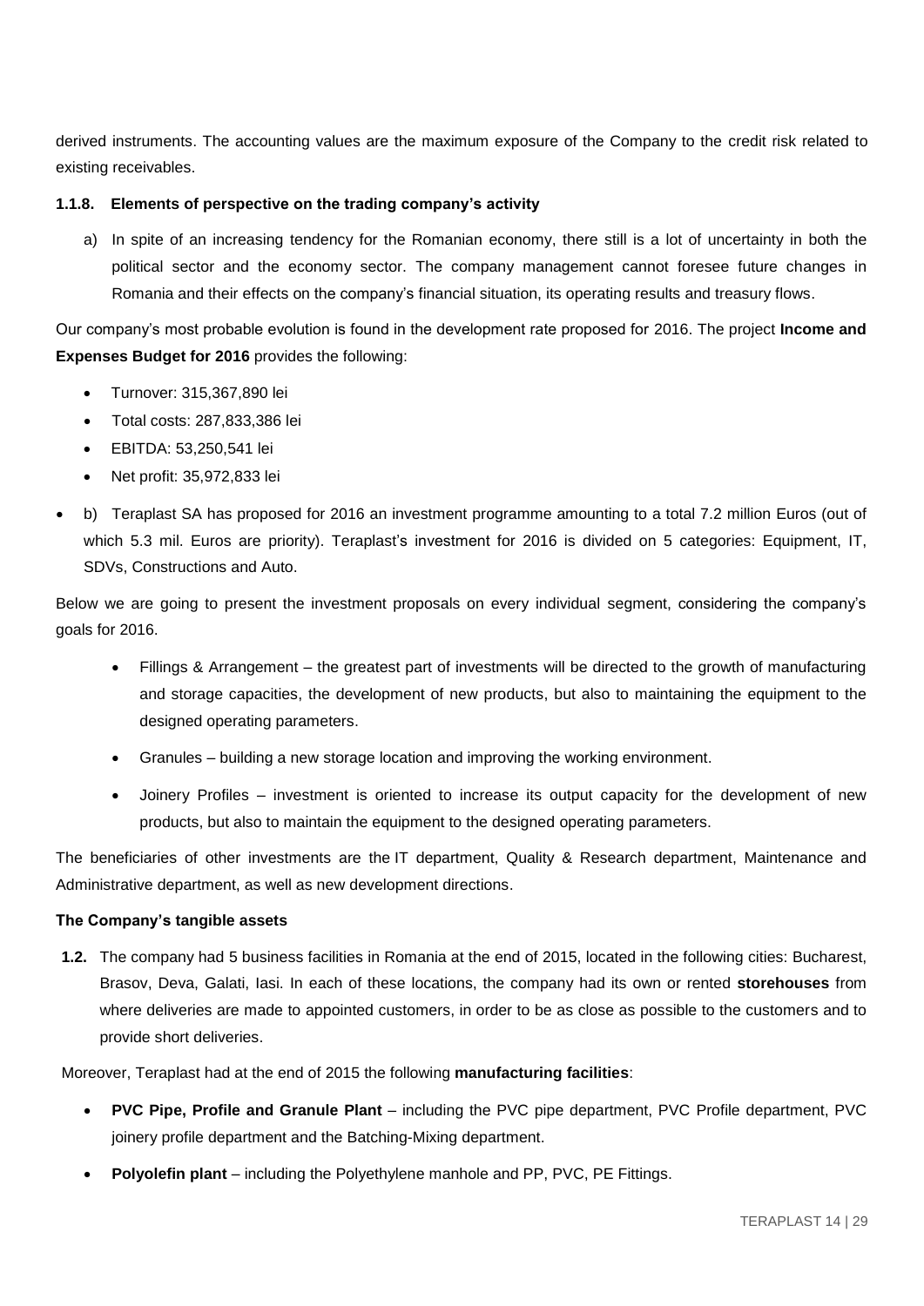derived instruments. The accounting values are the maximum exposure of the Company to the credit risk related to existing receivables.

#### 1.1.8. Elements of perspective on the trading company's activity

a) In spite of an increasing tendency for the Romanian economy, there still is a lot of uncertainty in both the political sector and the economy sector. The company management cannot foresee future changes in Romania and their effects on the company's financial situation, its operating results and treasury flows.

Our company's most probable evolution is found in the development rate proposed for 2016. The project **Income and Expenses Budget for 2016** provides the following:

- Turnover: 315,367,890 lei
- Total costs: 287,833,386 lei
- EBITDA: 53,250,541 lei
- Net profit: 35,972,833 lei

- b) Teraplast SA has proposed for 2016 an investment programme amounting to a total 7.2 million Euros (out of which 5.3 mil. Euros are priority). Teraplast's investment for 2016 is divided on 5 categories: Equipment, IT, SDVs, Constructions and Auto.

Below we are going to present the investment proposals on every individual segment, considering the company's goals for 2016.

- Fillings & Arrangement – the greatest part of investments will be directed to the growth of manufacturing and storage capacities, the development of new products, but also to maintaining the equipment to the designed operating parameters.
- Granules – building a new storage location and improving the working environment.
- Joinery Profiles – investment is oriented to increase its output capacity for the development of new products, but also to maintain the equipment to the designed operating parameters.

The beneficiaries of other investments are the IT department, Quality & Research department, Maintenance and Administrative department, as well as new development directions.

**The Company's tangible assets**

**1.2.** The company had 5 business facilities in Romania at the end of 2015, located in the following cities: Bucharest, Brasov, Deva, Galati, Iasi. In each of these locations, the company had its own or rented **storehouses** from where deliveries are made to appointed customers, in order to be as close as possible to the customers and to provide short deliveries.

Moreover, Teraplast had at the end of 2015 the following **manufacturing facilities**:

- **PVC Pipe, Profile and Granule Plant** – including the PVC pipe department, PVC Profile department, PVC joinery profile department and the Batching-Mixing department.
- **Polyolefin plant** – including the Polyethylene manhole and PP, PVC, PE Fittings.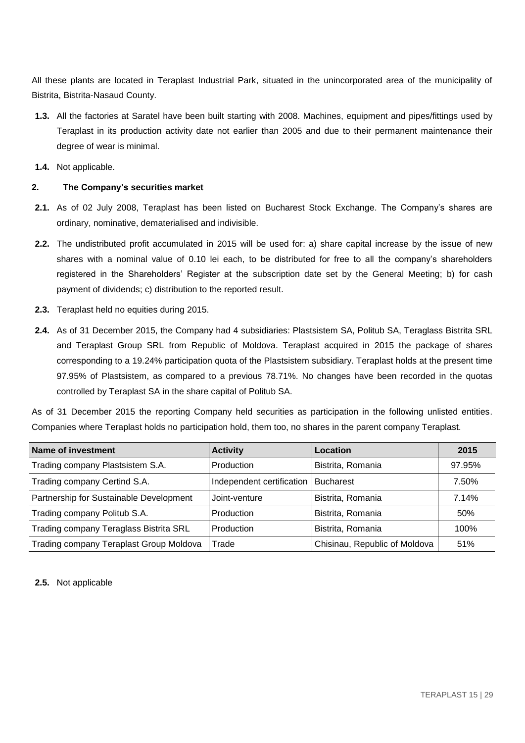All these plants are located in Teraplast Industrial Park, situated in the unincorporated area of the municipality of Bistrita, Bistrita-Nasaud County.

**1.3.** All the factories at Saratel have been built starting with 2008. Machines, equipment and pipes/fittings used by Teraplast in its production activity date not earlier than 2005 and due to their permanent maintenance their degree of wear is minimal.

**1.4.** Not applicable.

## 2. The Company's securities market

**2.1.** As of 02 July 2008, Teraplast has been listed on Bucharest Stock Exchange. The Company's shares are ordinary, nominative, dematerialised and indivisible.

**2.2.** The undistributed profit accumulated in 2015 will be used for: a) share capital increase by the issue of new shares with a nominal value of 0.10 lei each, to be distributed for free to all the company's shareholders registered in the Shareholders' Register at the subscription date set by the General Meeting; b) for cash payment of dividends; c) distribution to the reported result.

**2.3.** Teraplast held no equities during 2015.

**2.4.** As of 31 December 2015, the Company had 4 subsidiaries: Plastsistem SA, Politub SA, Teraglass Bistrita SRL and Teraplast Group SRL from Republic of Moldova. Teraplast acquired in 2015 the package of shares corresponding to a 19.24% participation quota of the Plastsistem subsidiary. Teraplast holds at the present time 97.95% of Plastsistem, as compared to a previous 78.71%. No changes have been recorded in the quotas controlled by Teraplast SA in the share capital of Politub SA.

As of 31 December 2015 the reporting Company held securities as participation in the following unlisted entities. Companies where Teraplast holds no participation hold, them too, no shares in the parent company Teraplast.

| Name of investment | Activity | Location | 2015 |
|---|---|---|---|
| Trading company Plastsistem S.A. | Production | Bistrita, Romania | 97.95% |
| Trading company Certind S.A. | Independent certification | Bucharest | 7.50% |
| Partnership for Sustainable Development | Joint-venture | Bistrita, Romania | 7.14% |
| Trading company Politub S.A. | Production | Bistrita, Romania | 50% |
| Trading company Teraglass Bistrita SRL | Production | Bistrita, Romania | 100% |
| Trading company Teraplast Group Moldova | Trade | Chisinau, Republic of Moldova | 51% |

**2.5.** Not applicable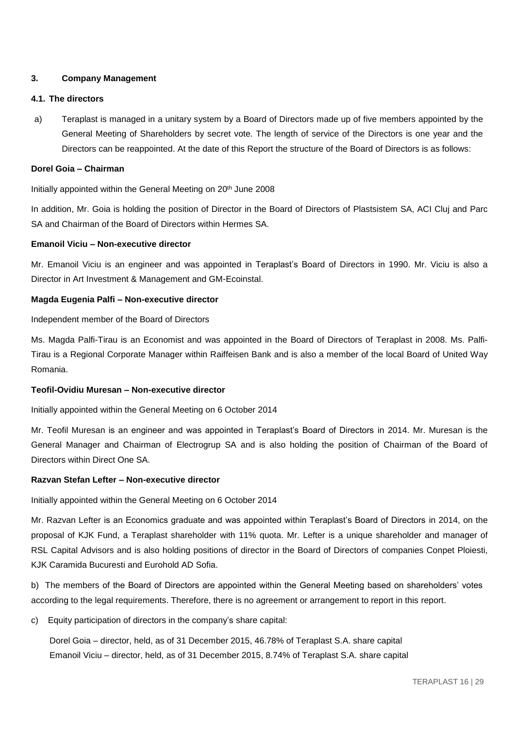## 3. Company Management

### 4.1. The directors

a) Teraplast is managed in a unitary system by a Board of Directors made up of five members appointed by the General Meeting of Shareholders by secret vote. The length of service of the Directors is one year and the Directors can be reappointed. At the date of this Report the structure of the Board of Directors is as follows:

**Dorel Goia – Chairman**

Initially appointed within the General Meeting on 20th June 2008

In addition, Mr. Goia is holding the position of Director in the Board of Directors of Plastsistem SA, ACI Cluj and Parc SA and Chairman of the Board of Directors within Hermes SA.

**Emanoil Viciu – Non-executive director**

Mr. Emanoil Viciu is an engineer and was appointed in Teraplast's Board of Directors in 1990. Mr. Viciu is also a Director in Art Investment & Management and GM-Ecoinstal.

**Magda Eugenia Palfi – Non-executive director**

Independent member of the Board of Directors

Ms. Magda Palfi-Tirau is an Economist and was appointed in the Board of Directors of Teraplast in 2008. Ms. Palfi-Tirau is a Regional Corporate Manager within Raiffeisen Bank and is also a member of the local Board of United Way Romania.

**Teofil-Ovidiu Muresan – Non-executive director**

Initially appointed within the General Meeting on 6 October 2014

Mr. Teofil Muresan is an engineer and was appointed in Teraplast's Board of Directors in 2014. Mr. Muresan is the General Manager and Chairman of Electrogrup SA and is also holding the position of Chairman of the Board of Directors within Direct One SA.

**Razvan Stefan Lefter – Non-executive director**

Initially appointed within the General Meeting on 6 October 2014

Mr. Razvan Lefter is an Economics graduate and was appointed within Teraplast's Board of Directors in 2014, on the proposal of KJK Fund, a Teraplast shareholder with 11% quota. Mr. Lefter is a unique shareholder and manager of RSL Capital Advisors and is also holding positions of director in the Board of Directors of companies Conpet Ploiesti, KJK Caramida Bucuresti and Eurohold AD Sofia.

b) The members of the Board of Directors are appointed within the General Meeting based on shareholders' votes according to the legal requirements. Therefore, there is no agreement or arrangement to report in this report.

c) Equity participation of directors in the company's share capital:

Dorel Goia – director, held, as of 31 December 2015, 46.78% of Teraplast S.A. share capital
Emanoil Viciu – director, held, as of 31 December 2015, 8.74% of Teraplast S.A. share capital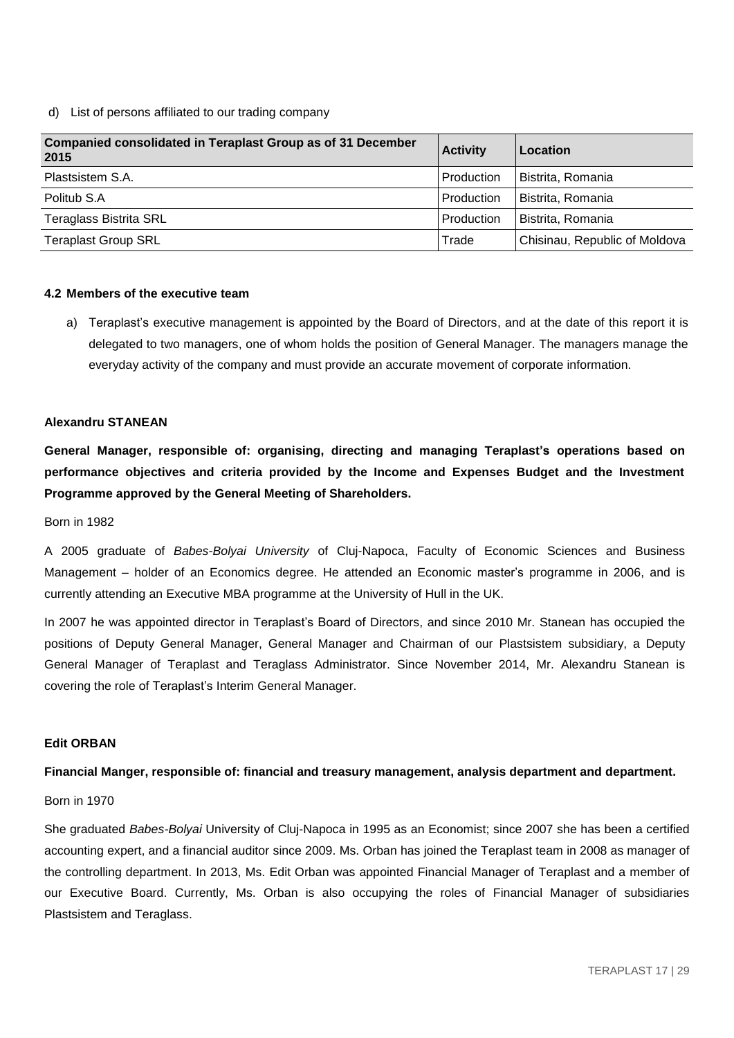d) List of persons affiliated to our trading company

| Companied consolidated in Teraplast Group as of 31 December 2015 | Activity | Location |
|---|---|---|
| Plastsistem S.A. | Production | Bistrita, Romania |
| Politub S.A | Production | Bistrita, Romania |
| Teraglass Bistrita SRL | Production | Bistrita, Romania |
| Teraplast Group SRL | Trade | Chisinau, Republic of Moldova |

### 4.2 Members of the executive team

a) Teraplast's executive management is appointed by the Board of Directors, and at the date of this report it is delegated to two managers, one of whom holds the position of General Manager. The managers manage the everyday activity of the company and must provide an accurate movement of corporate information.

**Alexandru STANEAN**

**General Manager, responsible of: organising, directing and managing Teraplast's operations based on performance objectives and criteria provided by the Income and Expenses Budget and the Investment Programme approved by the General Meeting of Shareholders.**

Born in 1982

A 2005 graduate of *Babes-Bolyai University* of Cluj-Napoca, Faculty of Economic Sciences and Business Management – holder of an Economics degree. He attended an Economic master's programme in 2006, and is currently attending an Executive MBA programme at the University of Hull in the UK.

In 2007 he was appointed director in Teraplast's Board of Directors, and since 2010 Mr. Stanean has occupied the positions of Deputy General Manager, General Manager and Chairman of our Plastsistem subsidiary, a Deputy General Manager of Teraplast and Teraglass Administrator. Since November 2014, Mr. Alexandru Stanean is covering the role of Teraplast's Interim General Manager.

**Edit ORBAN**

**Financial Manger, responsible of: financial and treasury management, analysis department and department.**

Born in 1970

She graduated *Babes-Bolyai* University of Cluj-Napoca in 1995 as an Economist; since 2007 she has been a certified accounting expert, and a financial auditor since 2009. Ms. Orban has joined the Teraplast team in 2008 as manager of the controlling department. In 2013, Ms. Edit Orban was appointed Financial Manager of Teraplast and a member of our Executive Board. Currently, Ms. Orban is also occupying the roles of Financial Manager of subsidiaries Plastsistem and Teraglass.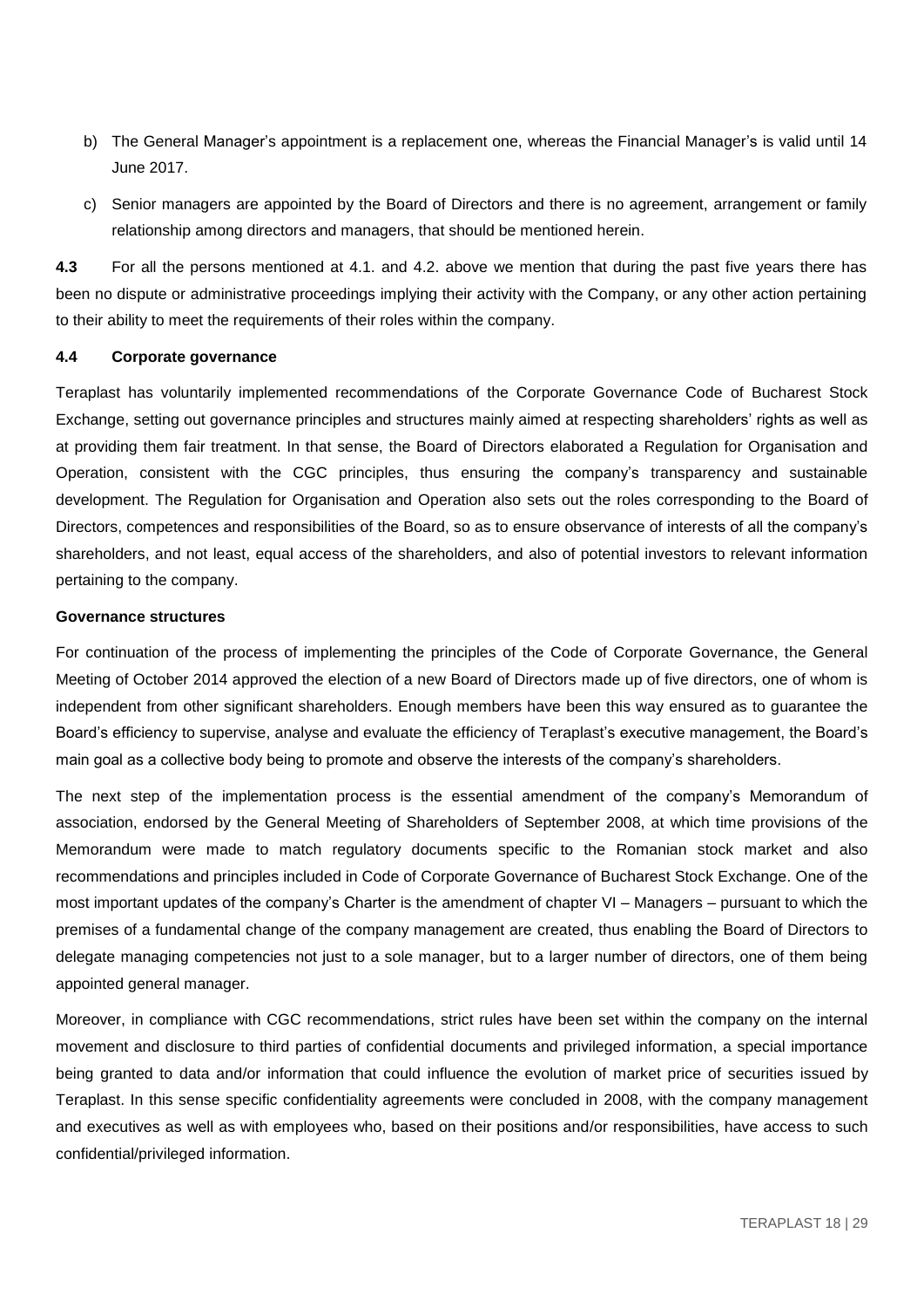b) The General Manager's appointment is a replacement one, whereas the Financial Manager's is valid until 14 June 2017.

c) Senior managers are appointed by the Board of Directors and there is no agreement, arrangement or family relationship among directors and managers, that should be mentioned herein.

**4.3** For all the persons mentioned at 4.1. and 4.2. above we mention that during the past five years there has been no dispute or administrative proceedings implying their activity with the Company, or any other action pertaining to their ability to meet the requirements of their roles within the company.

### 4.4 Corporate governance

Teraplast has voluntarily implemented recommendations of the Corporate Governance Code of Bucharest Stock Exchange, setting out governance principles and structures mainly aimed at respecting shareholders' rights as well as at providing them fair treatment. In that sense, the Board of Directors elaborated a Regulation for Organisation and Operation, consistent with the CGC principles, thus ensuring the company's transparency and sustainable development. The Regulation for Organisation and Operation also sets out the roles corresponding to the Board of Directors, competences and responsibilities of the Board, so as to ensure observance of interests of all the company's shareholders, and not least, equal access of the shareholders, and also of potential investors to relevant information pertaining to the company.

**Governance structures**

For continuation of the process of implementing the principles of the Code of Corporate Governance, the General Meeting of October 2014 approved the election of a new Board of Directors made up of five directors, one of whom is independent from other significant shareholders. Enough members have been this way ensured as to guarantee the Board's efficiency to supervise, analyse and evaluate the efficiency of Teraplast's executive management, the Board's main goal as a collective body being to promote and observe the interests of the company's shareholders.

The next step of the implementation process is the essential amendment of the company's Memorandum of association, endorsed by the General Meeting of Shareholders of September 2008, at which time provisions of the Memorandum were made to match regulatory documents specific to the Romanian stock market and also recommendations and principles included in Code of Corporate Governance of Bucharest Stock Exchange. One of the most important updates of the company's Charter is the amendment of chapter VI – Managers – pursuant to which the premises of a fundamental change of the company management are created, thus enabling the Board of Directors to delegate managing competencies not just to a sole manager, but to a larger number of directors, one of them being appointed general manager.

Moreover, in compliance with CGC recommendations, strict rules have been set within the company on the internal movement and disclosure to third parties of confidential documents and privileged information, a special importance being granted to data and/or information that could influence the evolution of market price of securities issued by Teraplast. In this sense specific confidentiality agreements were concluded in 2008, with the company management and executives as well as with employees who, based on their positions and/or responsibilities, have access to such confidential/privileged information.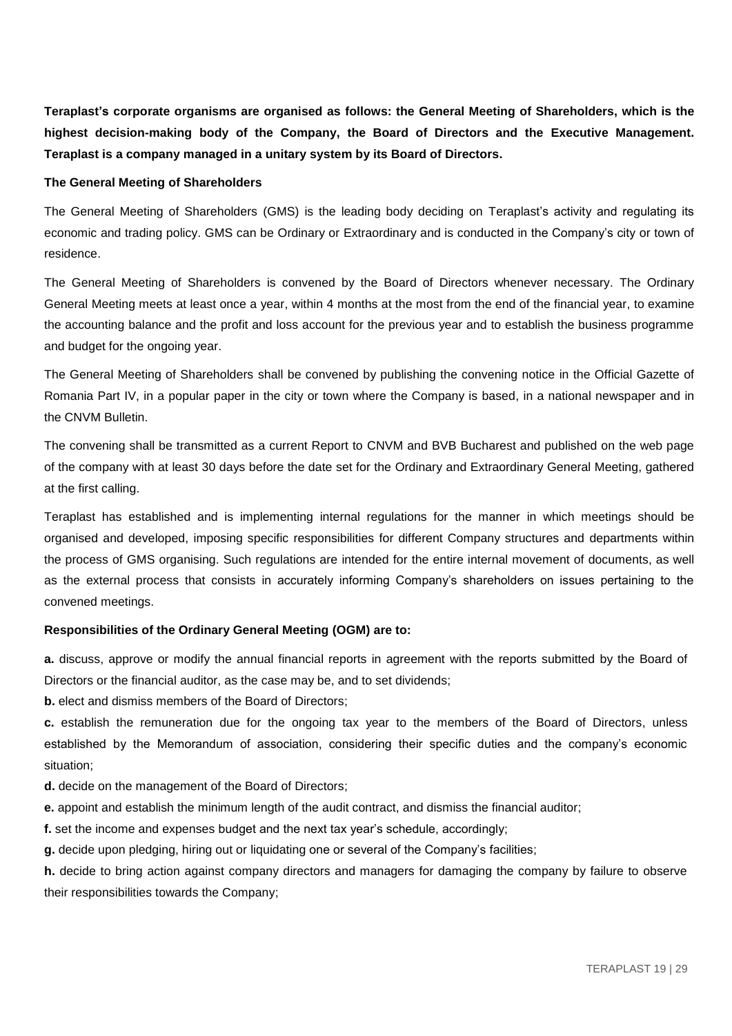**Teraplast's corporate organisms are organised as follows: the General Meeting of Shareholders, which is the highest decision-making body of the Company, the Board of Directors and the Executive Management. Teraplast is a company managed in a unitary system by its Board of Directors.**

**The General Meeting of Shareholders**

The General Meeting of Shareholders (GMS) is the leading body deciding on Teraplast's activity and regulating its economic and trading policy. GMS can be Ordinary or Extraordinary and is conducted in the Company's city or town of residence.

The General Meeting of Shareholders is convened by the Board of Directors whenever necessary. The Ordinary General Meeting meets at least once a year, within 4 months at the most from the end of the financial year, to examine the accounting balance and the profit and loss account for the previous year and to establish the business programme and budget for the ongoing year.

The General Meeting of Shareholders shall be convened by publishing the convening notice in the Official Gazette of Romania Part IV, in a popular paper in the city or town where the Company is based, in a national newspaper and in the CNVM Bulletin.

The convening shall be transmitted as a current Report to CNVM and BVB Bucharest and published on the web page of the company with at least 30 days before the date set for the Ordinary and Extraordinary General Meeting, gathered at the first calling.

Teraplast has established and is implementing internal regulations for the manner in which meetings should be organised and developed, imposing specific responsibilities for different Company structures and departments within the process of GMS organising. Such regulations are intended for the entire internal movement of documents, as well as the external process that consists in accurately informing Company's shareholders on issues pertaining to the convened meetings.

**Responsibilities of the Ordinary General Meeting (OGM) are to:**

**a.** discuss, approve or modify the annual financial reports in agreement with the reports submitted by the Board of Directors or the financial auditor, as the case may be, and to set dividends;

**b.** elect and dismiss members of the Board of Directors;

**c.** establish the remuneration due for the ongoing tax year to the members of the Board of Directors, unless established by the Memorandum of association, considering their specific duties and the company's economic situation;

**d.** decide on the management of the Board of Directors;

**e.** appoint and establish the minimum length of the audit contract, and dismiss the financial auditor;

**f.** set the income and expenses budget and the next tax year's schedule, accordingly;

**g.** decide upon pledging, hiring out or liquidating one or several of the Company's facilities;

**h.** decide to bring action against company directors and managers for damaging the company by failure to observe their responsibilities towards the Company;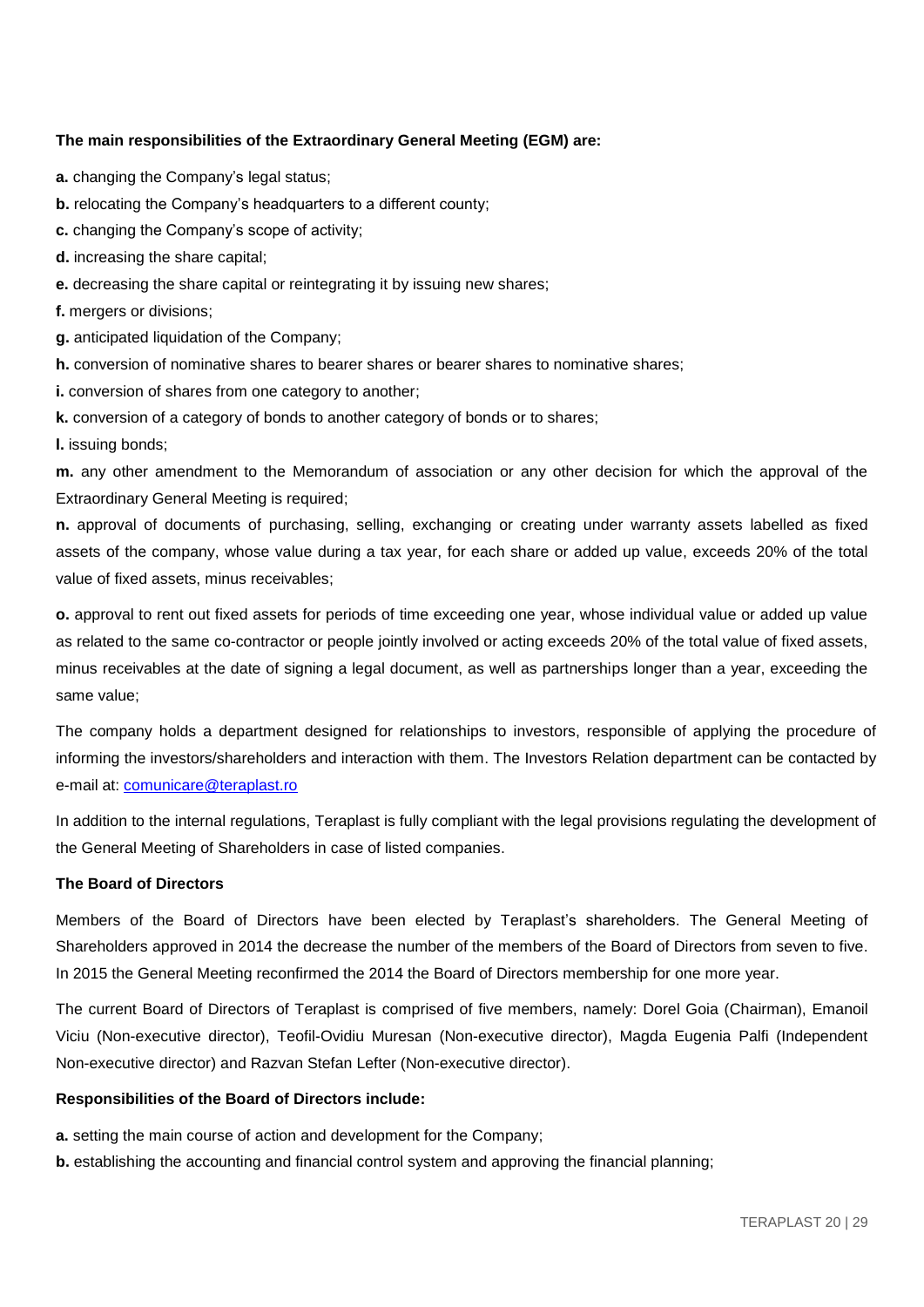**The main responsibilities of the Extraordinary General Meeting (EGM) are:**

**a.** changing the Company's legal status;

**b.** relocating the Company's headquarters to a different county;

**c.** changing the Company's scope of activity;

**d.** increasing the share capital;

**e.** decreasing the share capital or reintegrating it by issuing new shares;

**f.** mergers or divisions;

**g.** anticipated liquidation of the Company;

**h.** conversion of nominative shares to bearer shares or bearer shares to nominative shares;

**i.** conversion of shares from one category to another;

**k.** conversion of a category of bonds to another category of bonds or to shares;

**l.** issuing bonds;

**m.** any other amendment to the Memorandum of association or any other decision for which the approval of the Extraordinary General Meeting is required;

**n.** approval of documents of purchasing, selling, exchanging or creating under warranty assets labelled as fixed assets of the company, whose value during a tax year, for each share or added up value, exceeds 20% of the total value of fixed assets, minus receivables;

**o.** approval to rent out fixed assets for periods of time exceeding one year, whose individual value or added up value as related to the same co-contractor or people jointly involved or acting exceeds 20% of the total value of fixed assets, minus receivables at the date of signing a legal document, as well as partnerships longer than a year, exceeding the same value;

The company holds a department designed for relationships to investors, responsible of applying the procedure of informing the investors/shareholders and interaction with them. The Investors Relation department can be contacted by e-mail at: comunicare@teraplast.ro

In addition to the internal regulations, Teraplast is fully compliant with the legal provisions regulating the development of the General Meeting of Shareholders in case of listed companies.

**The Board of Directors**

Members of the Board of Directors have been elected by Teraplast's shareholders. The General Meeting of Shareholders approved in 2014 the decrease the number of the members of the Board of Directors from seven to five. In 2015 the General Meeting reconfirmed the 2014 the Board of Directors membership for one more year.

The current Board of Directors of Teraplast is comprised of five members, namely: Dorel Goia (Chairman), Emanoil Viciu (Non-executive director), Teofil-Ovidiu Muresan (Non-executive director), Magda Eugenia Palfi (Independent Non-executive director) and Razvan Stefan Lefter (Non-executive director).

**Responsibilities of the Board of Directors include:**

**a.** setting the main course of action and development for the Company;

**b.** establishing the accounting and financial control system and approving the financial planning;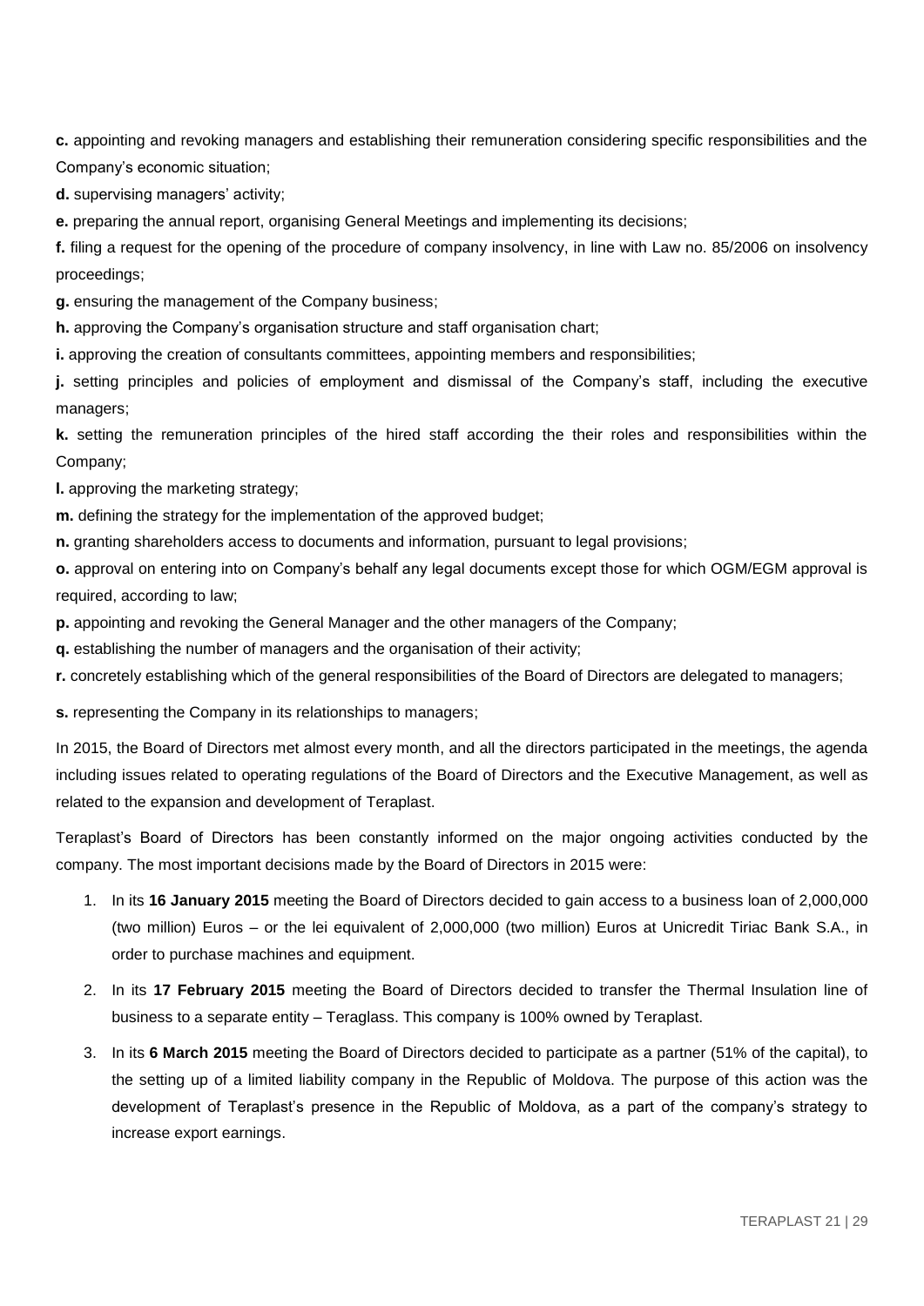**c.** appointing and revoking managers and establishing their remuneration considering specific responsibilities and the Company's economic situation;

**d.** supervising managers' activity;

**e.** preparing the annual report, organising General Meetings and implementing its decisions;

**f.** filing a request for the opening of the procedure of company insolvency, in line with Law no. 85/2006 on insolvency proceedings;

**g.** ensuring the management of the Company business;

**h.** approving the Company's organisation structure and staff organisation chart;

**i.** approving the creation of consultants committees, appointing members and responsibilities;

**j.** setting principles and policies of employment and dismissal of the Company's staff, including the executive managers;

**k.** setting the remuneration principles of the hired staff according the their roles and responsibilities within the Company;

**l.** approving the marketing strategy;

**m.** defining the strategy for the implementation of the approved budget;

**n.** granting shareholders access to documents and information, pursuant to legal provisions;

**o.** approval on entering into on Company's behalf any legal documents except those for which OGM/EGM approval is required, according to law;

**p.** appointing and revoking the General Manager and the other managers of the Company;

**q.** establishing the number of managers and the organisation of their activity;

**r.** concretely establishing which of the general responsibilities of the Board of Directors are delegated to managers;

**s.** representing the Company in its relationships to managers;

In 2015, the Board of Directors met almost every month, and all the directors participated in the meetings, the agenda including issues related to operating regulations of the Board of Directors and the Executive Management, as well as related to the expansion and development of Teraplast.

Teraplast's Board of Directors has been constantly informed on the major ongoing activities conducted by the company. The most important decisions made by the Board of Directors in 2015 were:

1. In its **16 January 2015** meeting the Board of Directors decided to gain access to a business loan of 2,000,000 (two million) Euros – or the lei equivalent of 2,000,000 (two million) Euros at Unicredit Tiriac Bank S.A., in order to purchase machines and equipment.
2. In its **17 February 2015** meeting the Board of Directors decided to transfer the Thermal Insulation line of business to a separate entity – Teraglass. This company is 100% owned by Teraplast.
3. In its **6 March 2015** meeting the Board of Directors decided to participate as a partner (51% of the capital), to the setting up of a limited liability company in the Republic of Moldova. The purpose of this action was the development of Teraplast's presence in the Republic of Moldova, as a part of the company's strategy to increase export earnings.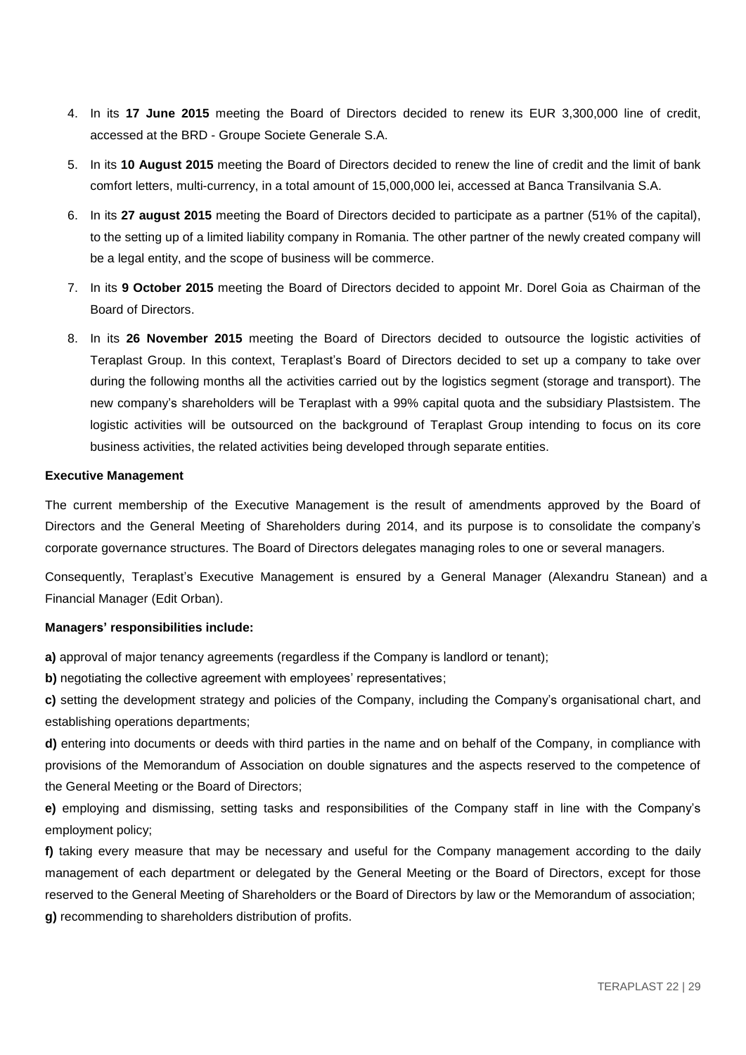4. In its **17 June 2015** meeting the Board of Directors decided to renew its EUR 3,300,000 line of credit, accessed at the BRD - Groupe Societe Generale S.A.
5. In its **10 August 2015** meeting the Board of Directors decided to renew the line of credit and the limit of bank comfort letters, multi-currency, in a total amount of 15,000,000 lei, accessed at Banca Transilvania S.A.
6. In its **27 august 2015** meeting the Board of Directors decided to participate as a partner (51% of the capital), to the setting up of a limited liability company in Romania. The other partner of the newly created company will be a legal entity, and the scope of business will be commerce.
7. In its **9 October 2015** meeting the Board of Directors decided to appoint Mr. Dorel Goia as Chairman of the Board of Directors.
8. In its **26 November 2015** meeting the Board of Directors decided to outsource the logistic activities of Teraplast Group. In this context, Teraplast's Board of Directors decided to set up a company to take over during the following months all the activities carried out by the logistics segment (storage and transport). The new company's shareholders will be Teraplast with a 99% capital quota and the subsidiary Plastsistem. The logistic activities will be outsourced on the background of Teraplast Group intending to focus on its core business activities, the related activities being developed through separate entities.

**Executive Management**

The current membership of the Executive Management is the result of amendments approved by the Board of Directors and the General Meeting of Shareholders during 2014, and its purpose is to consolidate the company's corporate governance structures. The Board of Directors delegates managing roles to one or several managers.

Consequently, Teraplast's Executive Management is ensured by a General Manager (Alexandru Stanean) and a Financial Manager (Edit Orban).

**Managers' responsibilities include:**

**a)** approval of major tenancy agreements (regardless if the Company is landlord or tenant);

**b)** negotiating the collective agreement with employees' representatives;

**c)** setting the development strategy and policies of the Company, including the Company's organisational chart, and establishing operations departments;

**d)** entering into documents or deeds with third parties in the name and on behalf of the Company, in compliance with provisions of the Memorandum of Association on double signatures and the aspects reserved to the competence of the General Meeting or the Board of Directors;

**e)** employing and dismissing, setting tasks and responsibilities of the Company staff in line with the Company's employment policy;

**f)** taking every measure that may be necessary and useful for the Company management according to the daily management of each department or delegated by the General Meeting or the Board of Directors, except for those reserved to the General Meeting of Shareholders or the Board of Directors by law or the Memorandum of association;

**g)** recommending to shareholders distribution of profits.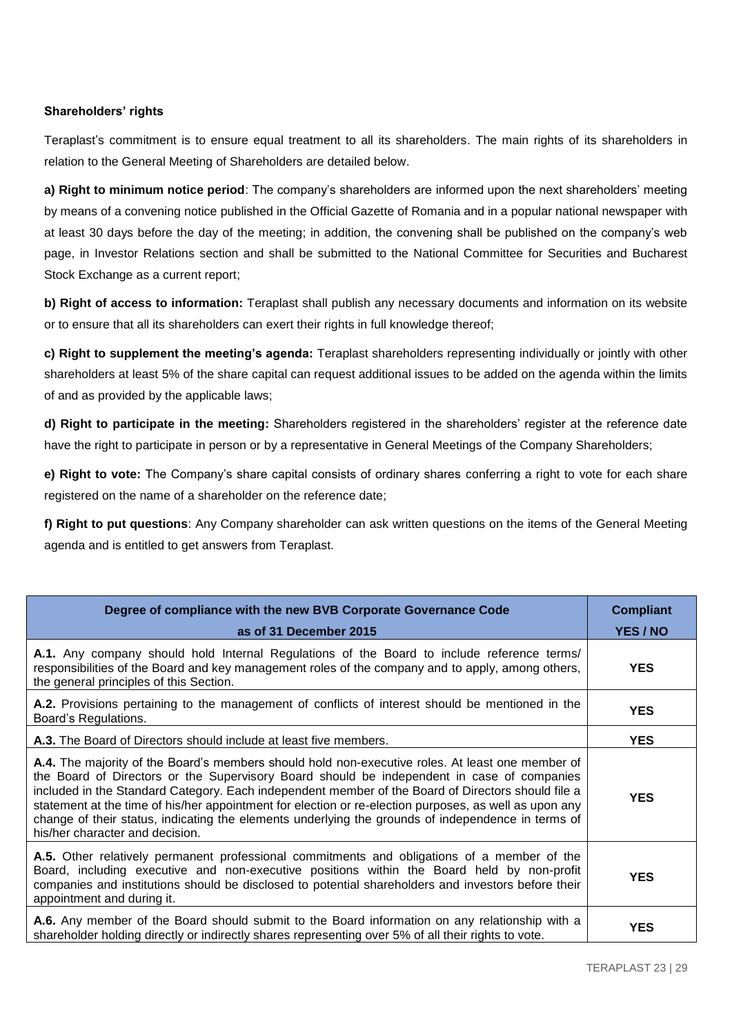**Shareholders' rights**

Teraplast's commitment is to ensure equal treatment to all its shareholders. The main rights of its shareholders in relation to the General Meeting of Shareholders are detailed below.

**a) Right to minimum notice period**: The company's shareholders are informed upon the next shareholders' meeting by means of a convening notice published in the Official Gazette of Romania and in a popular national newspaper with at least 30 days before the day of the meeting; in addition, the convening shall be published on the company's web page, in Investor Relations section and shall be submitted to the National Committee for Securities and Bucharest Stock Exchange as a current report;

**b) Right of access to information:** Teraplast shall publish any necessary documents and information on its website or to ensure that all its shareholders can exert their rights in full knowledge thereof;

**c) Right to supplement the meeting's agenda:** Teraplast shareholders representing individually or jointly with other shareholders at least 5% of the share capital can request additional issues to be added on the agenda within the limits of and as provided by the applicable laws;

**d) Right to participate in the meeting:** Shareholders registered in the shareholders' register at the reference date have the right to participate in person or by a representative in General Meetings of the Company Shareholders;

**e) Right to vote:** The Company's share capital consists of ordinary shares conferring a right to vote for each share registered on the name of a shareholder on the reference date;

**f) Right to put questions**: Any Company shareholder can ask written questions on the items of the General Meeting agenda and is entitled to get answers from Teraplast.

| Degree of compliance with the new BVB Corporate Governance Code as of 31 December 2015 | Compliant YES / NO |
|---|---|
| **A.1.** Any company should hold Internal Regulations of the Board to include reference terms/ responsibilities of the Board and key management roles of the company and to apply, among others, the general principles of this Section. | **YES** |
| **A.2.** Provisions pertaining to the management of conflicts of interest should be mentioned in the Board's Regulations. | **YES** |
| **A.3.** The Board of Directors should include at least five members. | **YES** |
| **A.4.** The majority of the Board's members should hold non-executive roles. At least one member of the Board of Directors or the Supervisory Board should be independent in case of companies included in the Standard Category. Each independent member of the Board of Directors should file a statement at the time of his/her appointment for election or re-election purposes, as well as upon any change of their status, indicating the elements underlying the grounds of independence in terms of his/her character and decision. | **YES** |
| **A.5.** Other relatively permanent professional commitments and obligations of a member of the Board, including executive and non-executive positions within the Board held by non-profit companies and institutions should be disclosed to potential shareholders and investors before their appointment and during it. | **YES** |
| **A.6.** Any member of the Board should submit to the Board information on any relationship with a shareholder holding directly or indirectly shares representing over 5% of all their rights to vote. | **YES** |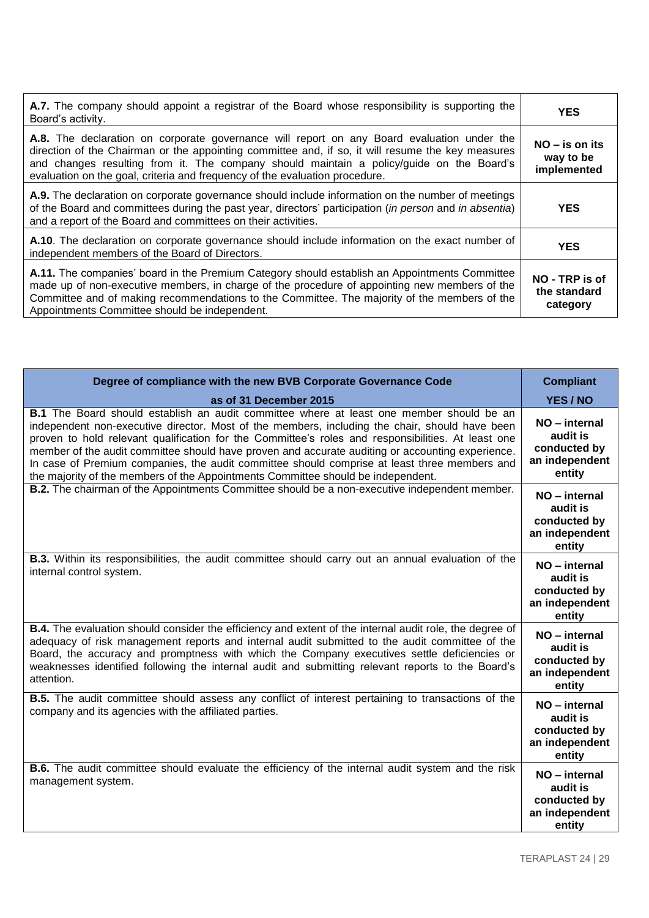| | |
|---|---|
| **A.7.** The company should appoint a registrar of the Board whose responsibility is supporting the Board's activity. | **YES** |
| **A.8.** The declaration on corporate governance will report on any Board evaluation under the direction of the Chairman or the appointing committee and, if so, it will resume the key measures and changes resulting from it. The company should maintain a policy/guide on the Board's evaluation on the goal, criteria and frequency of the evaluation procedure. | **NO – is on its way to be implemented** |
| **A.9.** The declaration on corporate governance should include information on the number of meetings of the Board and committees during the past year, directors' participation (*in person* and *in absentia*) and a report of the Board and committees on their activities. | **YES** |
| **A.10**. The declaration on corporate governance should include information on the exact number of independent members of the Board of Directors. | **YES** |
| **A.11.** The companies' board in the Premium Category should establish an Appointments Committee made up of non-executive members, in charge of the procedure of appointing new members of the Committee and of making recommendations to the Committee. The majority of the members of the Appointments Committee should be independent. | **NO - TRP is of the standard category** |

| **Degree of compliance with the new BVB Corporate Governance Code as of 31 December 2015** | **Compliant YES / NO** |
|---|---|
| **B.1** The Board should establish an audit committee where at least one member should be an independent non-executive director. Most of the members, including the chair, should have been proven to hold relevant qualification for the Committee's roles and responsibilities. At least one member of the audit committee should have proven and accurate auditing or accounting experience. In case of Premium companies, the audit committee should comprise at least three members and the majority of the members of the Appointments Committee should be independent. | **NO – internal audit is conducted by an independent entity** |
| **B.2.** The chairman of the Appointments Committee should be a non-executive independent member. | **NO – internal audit is conducted by an independent entity** |
| **B.3.** Within its responsibilities, the audit committee should carry out an annual evaluation of the internal control system. | **NO – internal audit is conducted by an independent entity** |
| **B.4.** The evaluation should consider the efficiency and extent of the internal audit role, the degree of adequacy of risk management reports and internal audit submitted to the audit committee of the Board, the accuracy and promptness with which the Company executives settle deficiencies or weaknesses identified following the internal audit and submitting relevant reports to the Board's attention. | **NO – internal audit is conducted by an independent entity** |
| **B.5.** The audit committee should assess any conflict of interest pertaining to transactions of the company and its agencies with the affiliated parties. | **NO – internal audit is conducted by an independent entity** |
| **B.6.** The audit committee should evaluate the efficiency of the internal audit system and the risk management system. | **NO – internal audit is conducted by an independent entity** |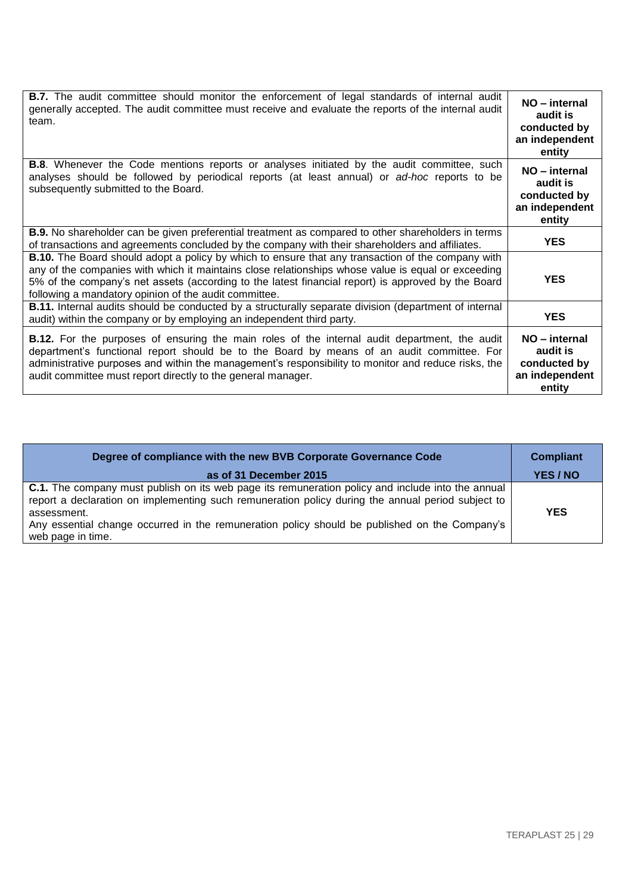| | |
|---|---|
| **B.7.** The audit committee should monitor the enforcement of legal standards of internal audit generally accepted. The audit committee must receive and evaluate the reports of the internal audit team. | **NO – internal audit is conducted by an independent entity** |
| **B.8**. Whenever the Code mentions reports or analyses initiated by the audit committee, such analyses should be followed by periodical reports (at least annual) or *ad-hoc* reports to be subsequently submitted to the Board. | **NO – internal audit is conducted by an independent entity** |
| **B.9.** No shareholder can be given preferential treatment as compared to other shareholders in terms of transactions and agreements concluded by the company with their shareholders and affiliates. | **YES** |
| **B.10.** The Board should adopt a policy by which to ensure that any transaction of the company with any of the companies with which it maintains close relationships whose value is equal or exceeding 5% of the company's net assets (according to the latest financial report) is approved by the Board following a mandatory opinion of the audit committee. | **YES** |
| **B.11.** Internal audits should be conducted by a structurally separate division (department of internal audit) within the company or by employing an independent third party. | **YES** |
| **B.12.** For the purposes of ensuring the main roles of the internal audit department, the audit department's functional report should be to the Board by means of an audit committee. For administrative purposes and within the management's responsibility to monitor and reduce risks, the audit committee must report directly to the general manager. | **NO – internal audit is conducted by an independent entity** |

| Degree of compliance with the new BVB Corporate Governance Code as of 31 December 2015 | Compliant YES / NO |
|---|---|
| **C.1.** The company must publish on its web page its remuneration policy and include into the annual report a declaration on implementing such remuneration policy during the annual period subject to assessment. Any essential change occurred in the remuneration policy should be published on the Company's web page in time. | **YES** |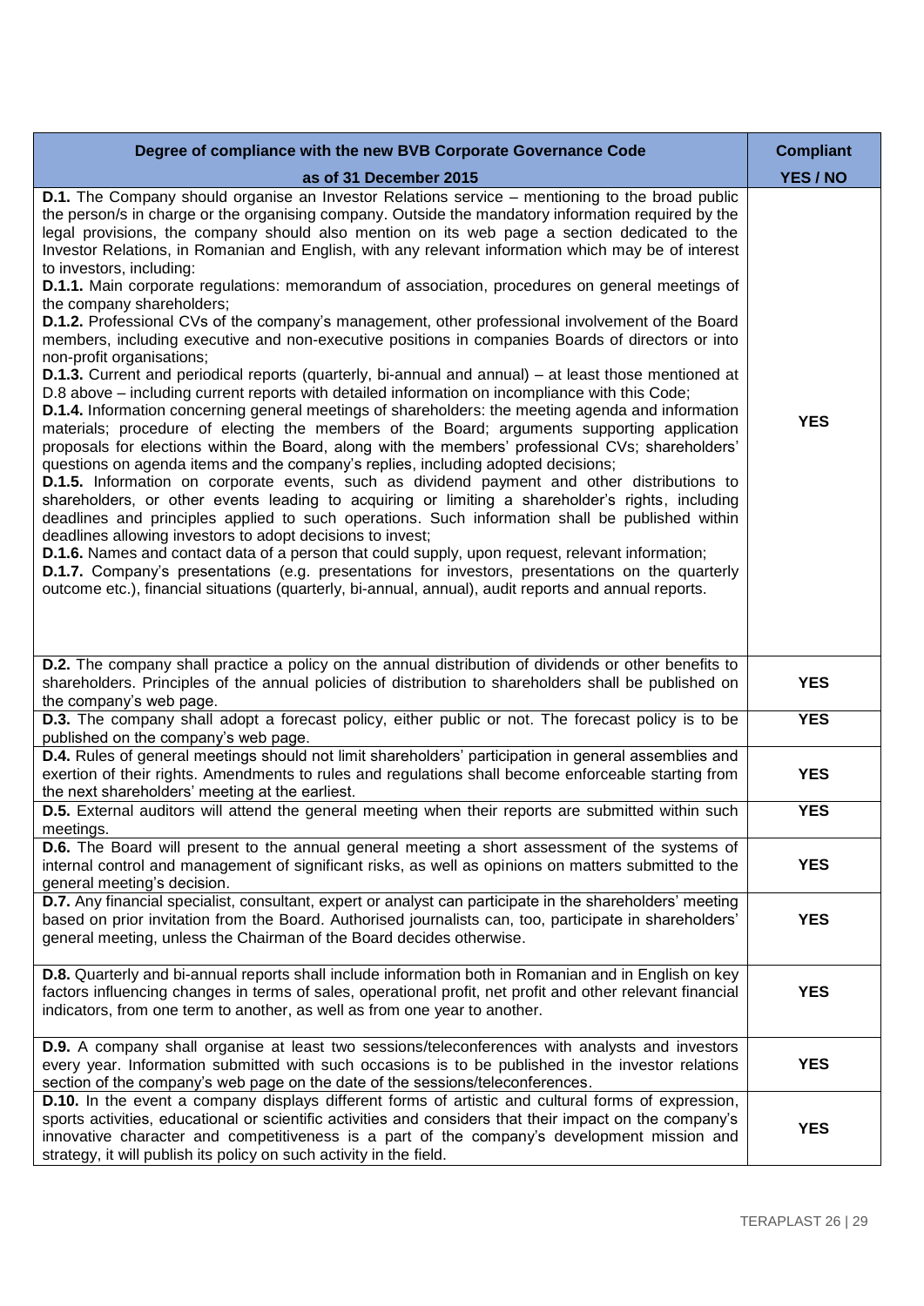| Degree of compliance with the new BVB Corporate Governance Code as of 31 December 2015 | Compliant YES / NO |
|---|---|
| **D.1.** The Company should organise an Investor Relations service – mentioning to the broad public the person/s in charge or the organising company. Outside the mandatory information required by the legal provisions, the company should also mention on its web page a section dedicated to the Investor Relations, in Romanian and English, with any relevant information which may be of interest to investors, including:<br>**D.1.1.** Main corporate regulations: memorandum of association, procedures on general meetings of the company shareholders;<br>**D.1.2.** Professional CVs of the company's management, other professional involvement of the Board members, including executive and non-executive positions in companies Boards of directors or into non-profit organisations;<br>**D.1.3.** Current and periodical reports (quarterly, bi-annual and annual) – at least those mentioned at D.8 above – including current reports with detailed information on incompliance with this Code;<br>**D.1.4.** Information concerning general meetings of shareholders: the meeting agenda and information materials; procedure of electing the members of the Board; arguments supporting application proposals for elections within the Board, along with the members' professional CVs; shareholders' questions on agenda items and the company's replies, including adopted decisions;<br>**D.1.5.** Information on corporate events, such as dividend payment and other distributions to shareholders, or other events leading to acquiring or limiting a shareholder's rights, including deadlines and principles applied to such operations. Such information shall be published within deadlines allowing investors to adopt decisions to invest;<br>**D.1.6.** Names and contact data of a person that could supply, upon request, relevant information;<br>**D.1.7.** Company's presentations (e.g. presentations for investors, presentations on the quarterly outcome etc.), financial situations (quarterly, bi-annual, annual), audit reports and annual reports. | **YES** |
| **D.2.** The company shall practice a policy on the annual distribution of dividends or other benefits to shareholders. Principles of the annual policies of distribution to shareholders shall be published on the company's web page. | **YES** |
| **D.3.** The company shall adopt a forecast policy, either public or not. The forecast policy is to be published on the company's web page. | **YES** |
| **D.4.** Rules of general meetings should not limit shareholders' participation in general assemblies and exertion of their rights. Amendments to rules and regulations shall become enforceable starting from the next shareholders' meeting at the earliest. | **YES** |
| **D.5.** External auditors will attend the general meeting when their reports are submitted within such meetings. | **YES** |
| **D.6.** The Board will present to the annual general meeting a short assessment of the systems of internal control and management of significant risks, as well as opinions on matters submitted to the general meeting's decision. | **YES** |
| **D.7.** Any financial specialist, consultant, expert or analyst can participate in the shareholders' meeting based on prior invitation from the Board. Authorised journalists can, too, participate in shareholders' general meeting, unless the Chairman of the Board decides otherwise. | **YES** |
| **D.8.** Quarterly and bi-annual reports shall include information both in Romanian and in English on key factors influencing changes in terms of sales, operational profit, net profit and other relevant financial indicators, from one term to another, as well as from one year to another. | **YES** |
| **D.9.** A company shall organise at least two sessions/teleconferences with analysts and investors every year. Information submitted with such occasions is to be published in the investor relations section of the company's web page on the date of the sessions/teleconferences. | **YES** |
| **D.10.** In the event a company displays different forms of artistic and cultural forms of expression, sports activities, educational or scientific activities and considers that their impact on the company's innovative character and competitiveness is a part of the company's development mission and strategy, it will publish its policy on such activity in the field. | **YES** |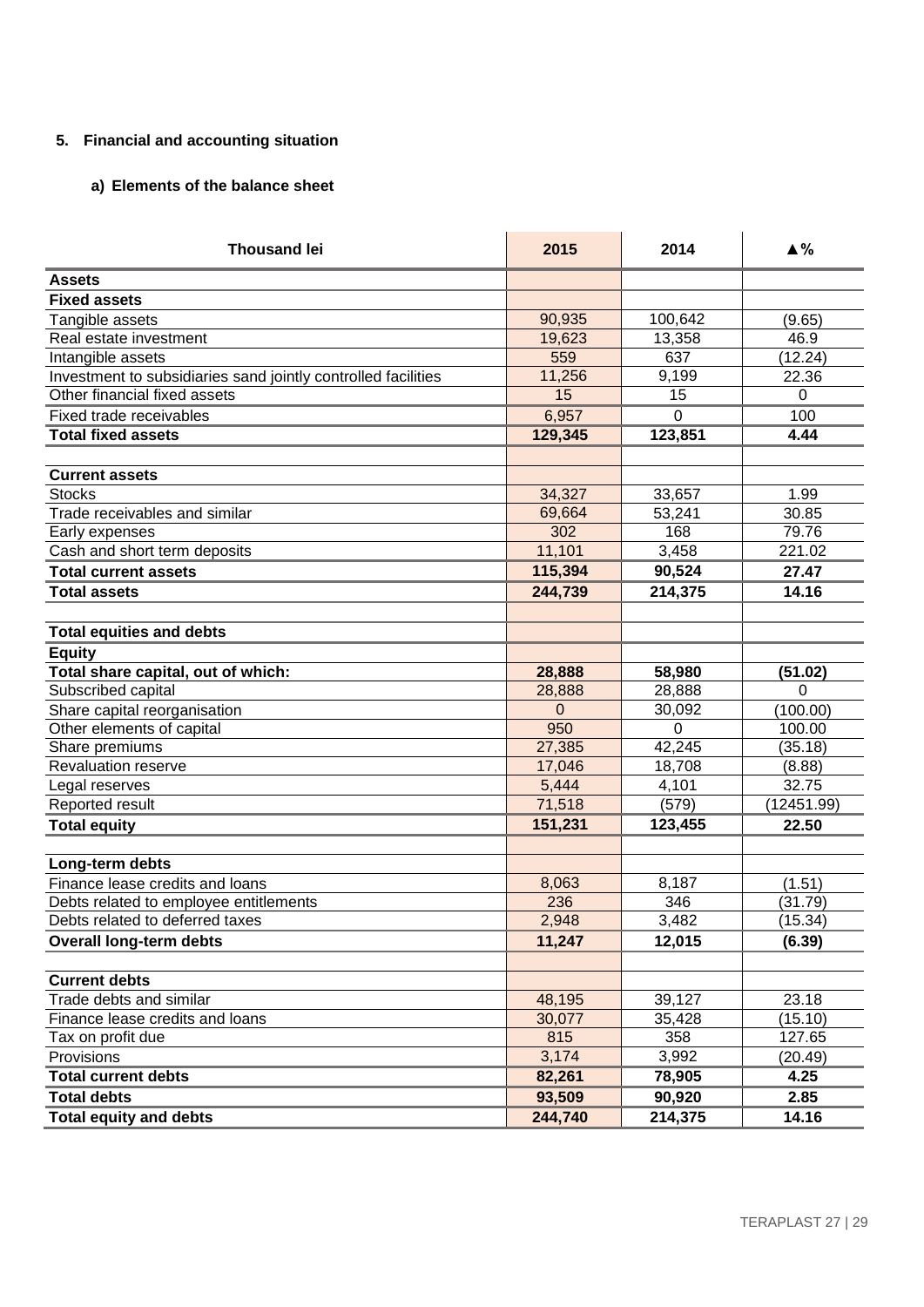## 5. Financial and accounting situation

### a) Elements of the balance sheet

| Thousand lei | 2015 | 2014 | ▲% |
|---|---|---|---|
| **Assets** | | | |
| **Fixed assets** | | | |
| Tangible assets | 90,935 | 100,642 | (9.65) |
| Real estate investment | 19,623 | 13,358 | 46.9 |
| Intangible assets | 559 | 637 | (12.24) |
| Investment to subsidiaries sand jointly controlled facilities | 11,256 | 9,199 | 22.36 |
| Other financial fixed assets | 15 | 15 | 0 |
| Fixed trade receivables | 6,957 | 0 | 100 |
| **Total fixed assets** | **129,345** | **123,851** | **4.44** |
| | | | |
| **Current assets** | | | |
| Stocks | 34,327 | 33,657 | 1.99 |
| Trade receivables and similar | 69,664 | 53,241 | 30.85 |
| Early expenses | 302 | 168 | 79.76 |
| Cash and short term deposits | 11,101 | 3,458 | 221.02 |
| **Total current assets** | **115,394** | **90,524** | **27.47** |
| **Total assets** | **244,739** | **214,375** | **14.16** |
| | | | |
| **Total equities and debts** | | | |
| **Equity** | | | |
| **Total share capital, out of which:** | **28,888** | **58,980** | **(51.02)** |
| Subscribed capital | 28,888 | 28,888 | 0 |
| Share capital reorganisation | 0 | 30,092 | (100.00) |
| Other elements of capital | 950 | 0 | 100.00 |
| Share premiums | 27,385 | 42,245 | (35.18) |
| Revaluation reserve | 17,046 | 18,708 | (8.88) |
| Legal reserves | 5,444 | 4,101 | 32.75 |
| Reported result | 71,518 | (579) | (12451.99) |
| **Total equity** | **151,231** | **123,455** | **22.50** |
| | | | |
| **Long-term debts** | | | |
| Finance lease credits and loans | 8,063 | 8,187 | (1.51) |
| Debts related to employee entitlements | 236 | 346 | (31.79) |
| Debts related to deferred taxes | 2,948 | 3,482 | (15.34) |
| **Overall long-term debts** | **11,247** | **12,015** | **(6.39)** |
| | | | |
| **Current debts** | | | |
| Trade debts and similar | 48,195 | 39,127 | 23.18 |
| Finance lease credits and loans | 30,077 | 35,428 | (15.10) |
| Tax on profit due | 815 | 358 | 127.65 |
| Provisions | 3,174 | 3,992 | (20.49) |
| **Total current debts** | **82,261** | **78,905** | **4.25** |
| **Total debts** | **93,509** | **90,920** | **2.85** |
| **Total equity and debts** | **244,740** | **214,375** | **14.16** |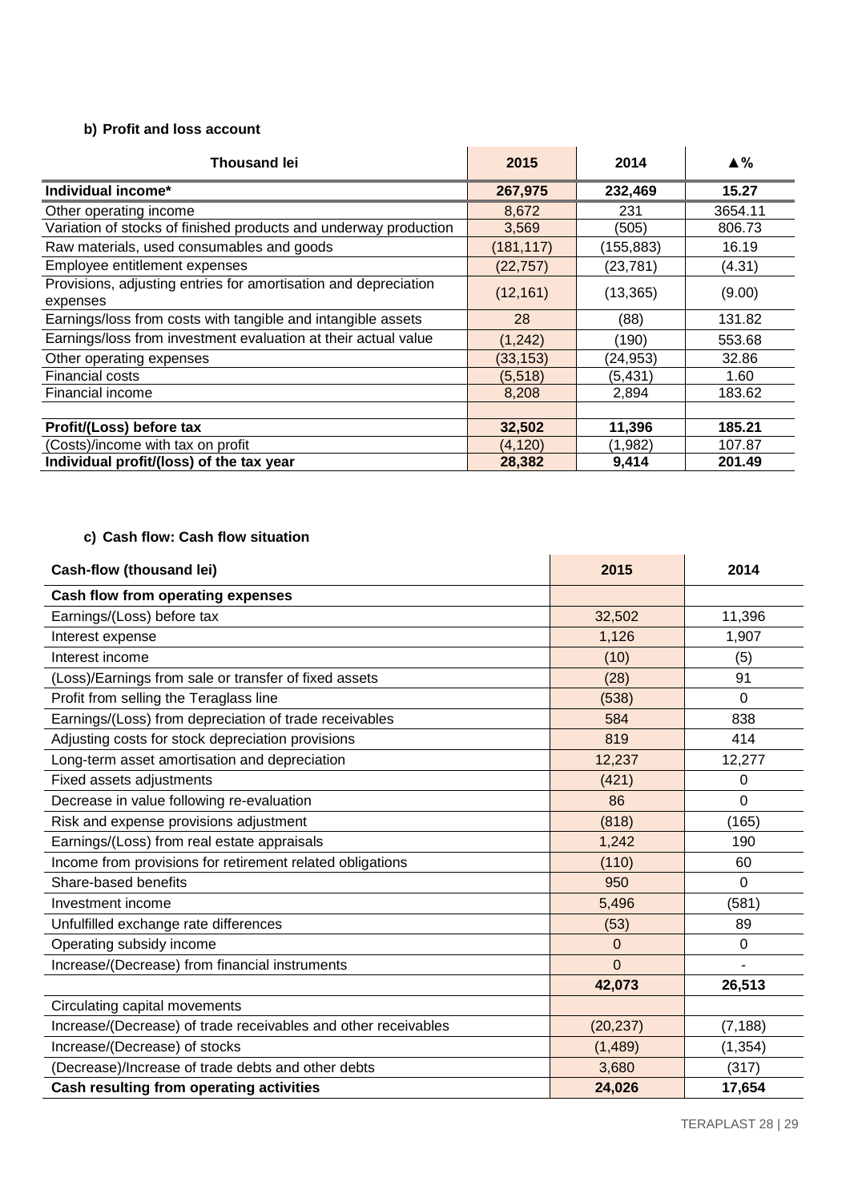**b) Profit and loss account**

| Thousand lei | 2015 | 2014 | ▲% |
|---|---|---|---|
| **Individual income*** | **267,975** | **232,469** | **15.27** |
| Other operating income | 8,672 | 231 | 3654.11 |
| Variation of stocks of finished products and underway production | 3,569 | (505) | 806.73 |
| Raw materials, used consumables and goods | (181,117) | (155,883) | 16.19 |
| Employee entitlement expenses | (22,757) | (23,781) | (4.31) |
| Provisions, adjusting entries for amortisation and depreciation expenses | (12,161) | (13,365) | (9.00) |
| Earnings/loss from costs with tangible and intangible assets | 28 | (88) | 131.82 |
| Earnings/loss from investment evaluation at their actual value | (1,242) | (190) | 553.68 |
| Other operating expenses | (33,153) | (24,953) | 32.86 |
| Financial costs | (5,518) | (5,431) | 1.60 |
| Financial income | 8,208 | 2,894 | 183.62 |
| | | | |
| **Profit/(Loss) before tax** | **32,502** | **11,396** | **185.21** |
| (Costs)/income with tax on profit | (4,120) | (1,982) | 107.87 |
| **Individual profit/(loss) of the tax year** | **28,382** | **9,414** | **201.49** |

**c) Cash flow: Cash flow situation**

| Cash-flow (thousand lei) | 2015 | 2014 |
|---|---|---|
| **Cash flow from operating expenses** | | |
| Earnings/(Loss) before tax | 32,502 | 11,396 |
| Interest expense | 1,126 | 1,907 |
| Interest income | (10) | (5) |
| (Loss)/Earnings from sale or transfer of fixed assets | (28) | 91 |
| Profit from selling the Teraglass line | (538) | 0 |
| Earnings/(Loss) from depreciation of trade receivables | 584 | 838 |
| Adjusting costs for stock depreciation provisions | 819 | 414 |
| Long-term asset amortisation and depreciation | 12,237 | 12,277 |
| Fixed assets adjustments | (421) | 0 |
| Decrease in value following re-evaluation | 86 | 0 |
| Risk and expense provisions adjustment | (818) | (165) |
| Earnings/(Loss) from real estate appraisals | 1,242 | 190 |
| Income from provisions for retirement related obligations | (110) | 60 |
| Share-based benefits | 950 | 0 |
| Investment income | 5,496 | (581) |
| Unfulfilled exchange rate differences | (53) | 89 |
| Operating subsidy income | 0 | 0 |
| Increase/(Decrease) from financial instruments | 0 | - |
| | **42,073** | **26,513** |
| Circulating capital movements | | |
| Increase/(Decrease) of trade receivables and other receivables | (20,237) | (7,188) |
| Increase/(Decrease) of stocks | (1,489) | (1,354) |
| (Decrease)/Increase of trade debts and other debts | 3,680 | (317) |
| **Cash resulting from operating activities** | **24,026** | **17,654** |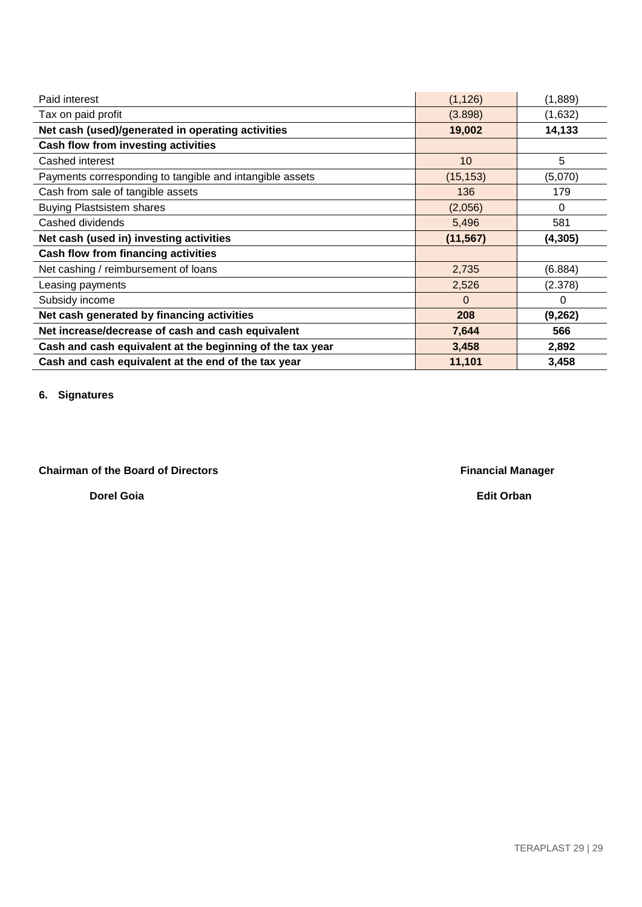| | | |
|---|---|---|
| Paid interest | (1,126) | (1,889) |
| Tax on paid profit | (3.898) | (1,632) |
| **Net cash (used)/generated in operating activities** | **19,002** | **14,133** |
| **Cash flow from investing activities** | | |
| Cashed interest | 10 | 5 |
| Payments corresponding to tangible and intangible assets | (15,153) | (5,070) |
| Cash from sale of tangible assets | 136 | 179 |
| Buying Plastsistem shares | (2,056) | 0 |
| Cashed dividends | 5,496 | 581 |
| **Net cash (used in) investing activities** | **(11,567)** | **(4,305)** |
| **Cash flow from financing activities** | | |
| Net cashing / reimbursement of loans | 2,735 | (6.884) |
| Leasing payments | 2,526 | (2.378) |
| Subsidy income | 0 | 0 |
| **Net cash generated by financing activities** | **208** | **(9,262)** |
| **Net increase/decrease of cash and cash equivalent** | **7,644** | **566** |
| **Cash and cash equivalent at the beginning of the tax year** | **3,458** | **2,892** |
| **Cash and cash equivalent at the end of the tax year** | **11,101** | **3,458** |

## 6. Signatures

**Chairman of the Board of Directors**

**Dorel Goia**

**Financial Manager**

**Edit Orban**